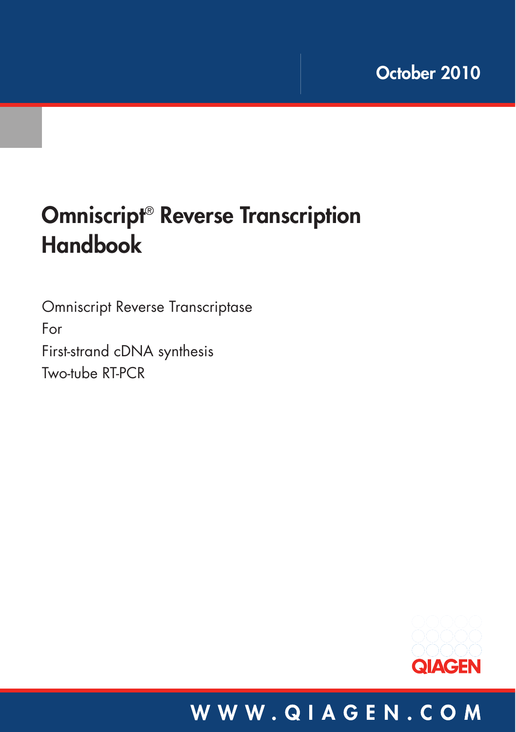October 2010

# Omniscript® Reverse Transcription Handbook

Omniscript Reverse Transcriptase
For
First-strand cDNA synthesis
Two-tube RT-PCR

QIAGEN

WWW.QIAGEN.COM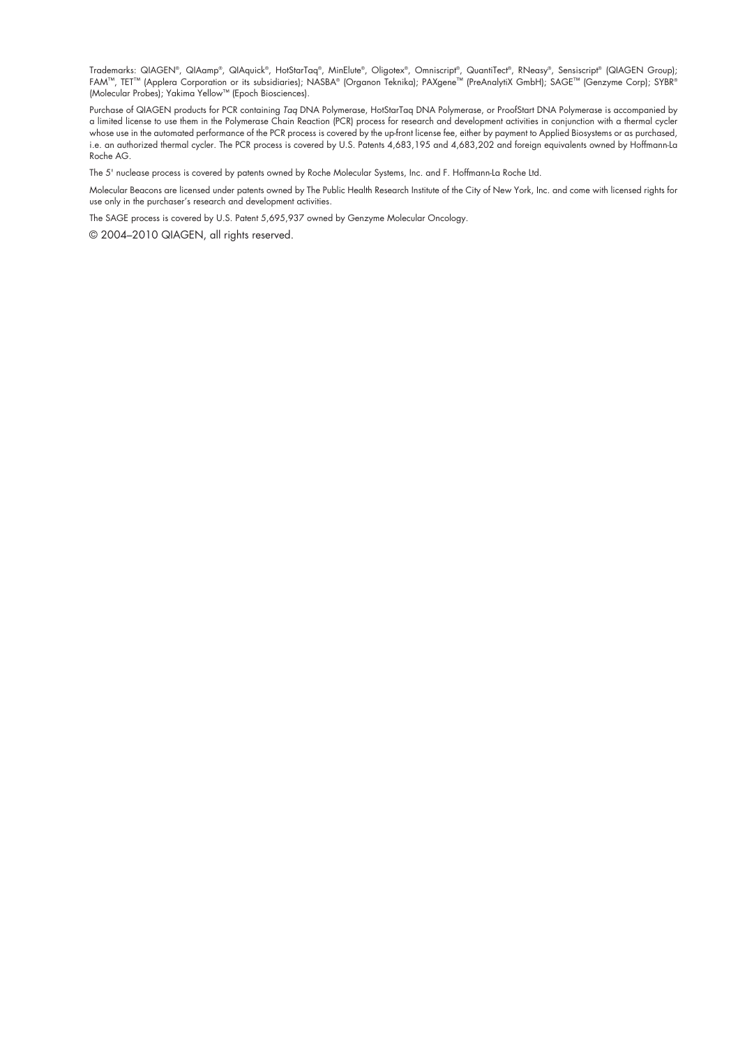Trademarks: QIAGEN®, QIAamp®, QIAquick®, HotStarTaq®, MinElute®, Oligotex®, Omniscript®, QuantiTect®, RNeasy®, Sensiscript® (QIAGEN Group); FAM™, TET™ (Applera Corporation or its subsidiaries); NASBA® (Organon Teknika); PAXgene™ (PreAnalytiX GmbH); SAGE™ (Genzyme Corp); SYBR® (Molecular Probes); Yakima Yellow™ (Epoch Biosciences).

Purchase of QIAGEN products for PCR containing *Taq* DNA Polymerase, HotStarTaq DNA Polymerase, or ProofStart DNA Polymerase is accompanied by a limited license to use them in the Polymerase Chain Reaction (PCR) process for research and development activities in conjunction with a thermal cycler whose use in the automated performance of the PCR process is covered by the up-front license fee, either by payment to Applied Biosystems or as purchased, i.e. an authorized thermal cycler. The PCR process is covered by U.S. Patents 4,683,195 and 4,683,202 and foreign equivalents owned by Hoffmann-La Roche AG.

The 5' nuclease process is covered by patents owned by Roche Molecular Systems, Inc. and F. Hoffmann-La Roche Ltd.

Molecular Beacons are licensed under patents owned by The Public Health Research Institute of the City of New York, Inc. and come with licensed rights for use only in the purchaser's research and development activities.

The SAGE process is covered by U.S. Patent 5,695,937 owned by Genzyme Molecular Oncology.

© 2004–2010 QIAGEN, all rights reserved.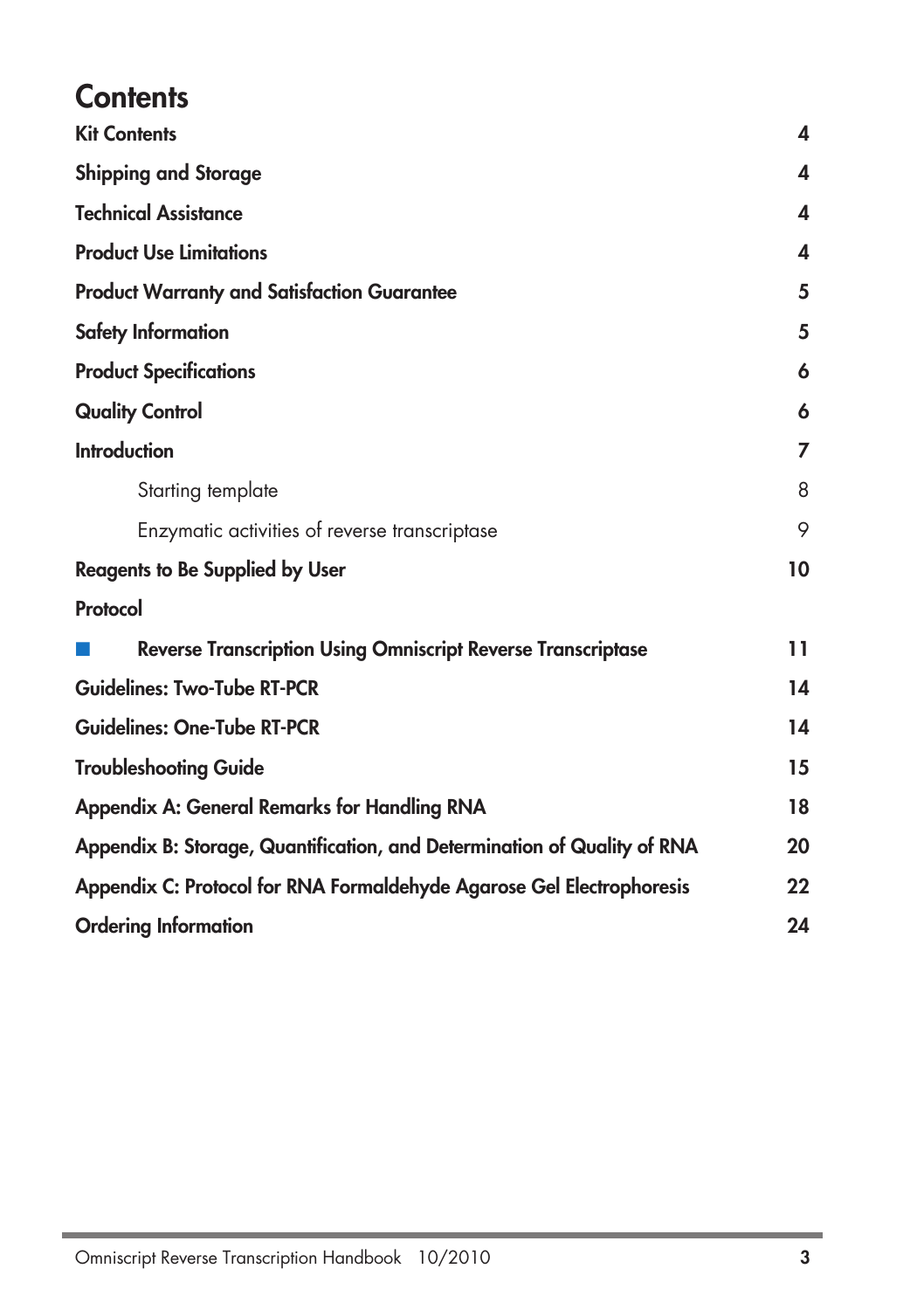# Contents

| | |
|---|---|
| **Kit Contents** | **4** |
| **Shipping and Storage** | **4** |
| **Technical Assistance** | **4** |
| **Product Use Limitations** | **4** |
| **Product Warranty and Satisfaction Guarantee** | **5** |
| **Safety Information** | **5** |
| **Product Specifications** | **6** |
| **Quality Control** | **6** |
| **Introduction** | **7** |
| Starting template | 8 |
| Enzymatic activities of reverse transcriptase | 9 |
| **Reagents to Be Supplied by User** | **10** |
| **Protocol** | |
| ■ **Reverse Transcription Using Omniscript Reverse Transcriptase** | **11** |
| **Guidelines: Two-Tube RT-PCR** | **14** |
| **Guidelines: One-Tube RT-PCR** | **14** |
| **Troubleshooting Guide** | **15** |
| **Appendix A: General Remarks for Handling RNA** | **18** |
| **Appendix B: Storage, Quantification, and Determination of Quality of RNA** | **20** |
| **Appendix C: Protocol for RNA Formaldehyde Agarose Gel Electrophoresis** | **22** |
| **Ordering Information** | **24** |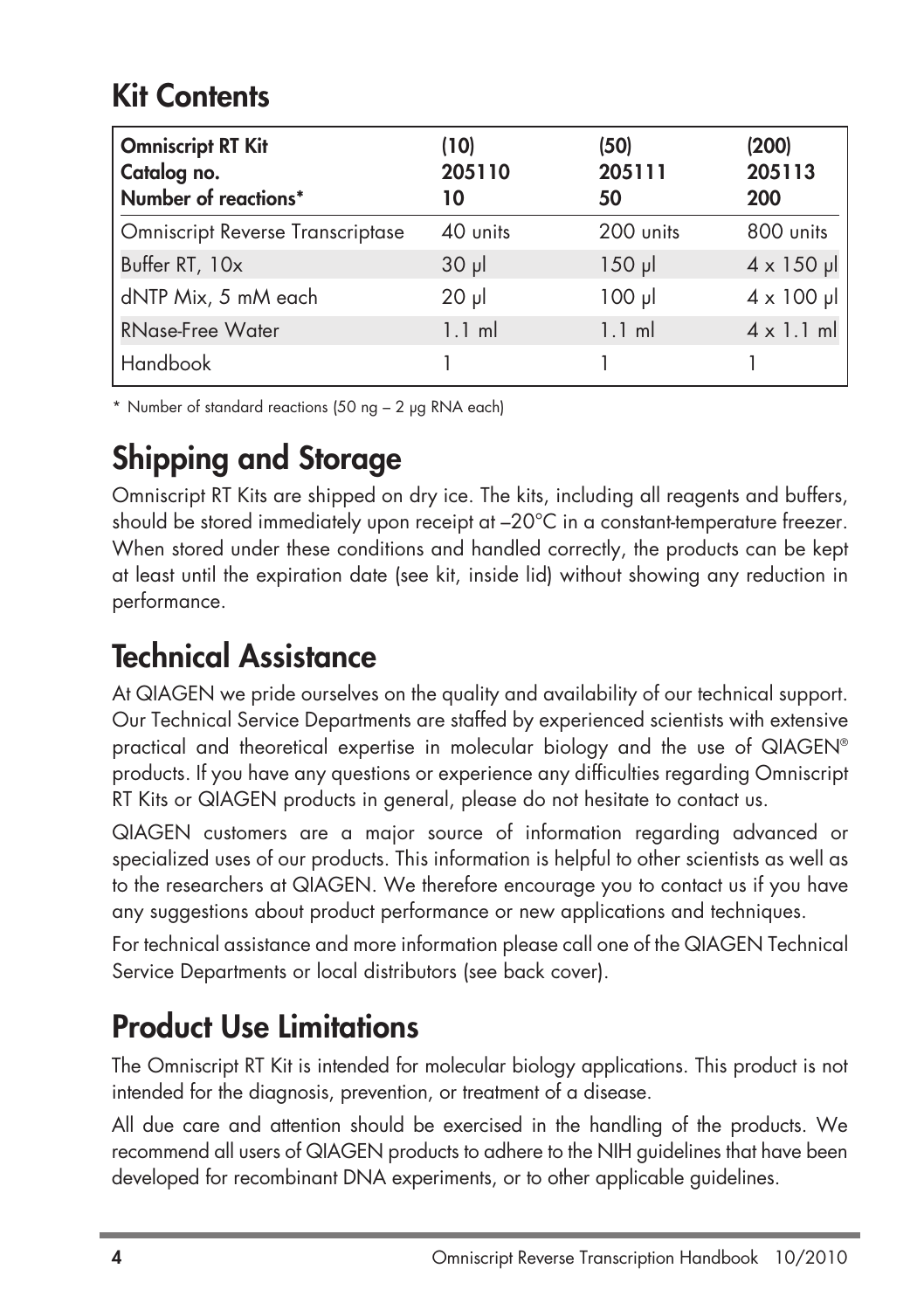## Kit Contents

| Omniscript RT Kit<br>Catalog no.<br>Number of reactions* | (10)<br>205110<br>10 | (50)<br>205111<br>50 | (200)<br>205113<br>200 |
|---|---|---|---|
| Omniscript Reverse Transcriptase | 40 units | 200 units | 800 units |
| Buffer RT, 10x | 30 µl | 150 µl | 4 x 150 µl |
| dNTP Mix, 5 mM each | 20 µl | 100 µl | 4 x 100 µl |
| RNase-Free Water | 1.1 ml | 1.1 ml | 4 x 1.1 ml |
| Handbook | 1 | 1 | 1 |

\* Number of standard reactions (50 ng – 2 µg RNA each)

## Shipping and Storage

Omniscript RT Kits are shipped on dry ice. The kits, including all reagents and buffers, should be stored immediately upon receipt at –20°C in a constant-temperature freezer. When stored under these conditions and handled correctly, the products can be kept at least until the expiration date (see kit, inside lid) without showing any reduction in performance.

## Technical Assistance

At QIAGEN we pride ourselves on the quality and availability of our technical support. Our Technical Service Departments are staffed by experienced scientists with extensive practical and theoretical expertise in molecular biology and the use of QIAGEN® products. If you have any questions or experience any difficulties regarding Omniscript RT Kits or QIAGEN products in general, please do not hesitate to contact us.

QIAGEN customers are a major source of information regarding advanced or specialized uses of our products. This information is helpful to other scientists as well as to the researchers at QIAGEN. We therefore encourage you to contact us if you have any suggestions about product performance or new applications and techniques.

For technical assistance and more information please call one of the QIAGEN Technical Service Departments or local distributors (see back cover).

## Product Use Limitations

The Omniscript RT Kit is intended for molecular biology applications. This product is not intended for the diagnosis, prevention, or treatment of a disease.

All due care and attention should be exercised in the handling of the products. We recommend all users of QIAGEN products to adhere to the NIH guidelines that have been developed for recombinant DNA experiments, or to other applicable guidelines.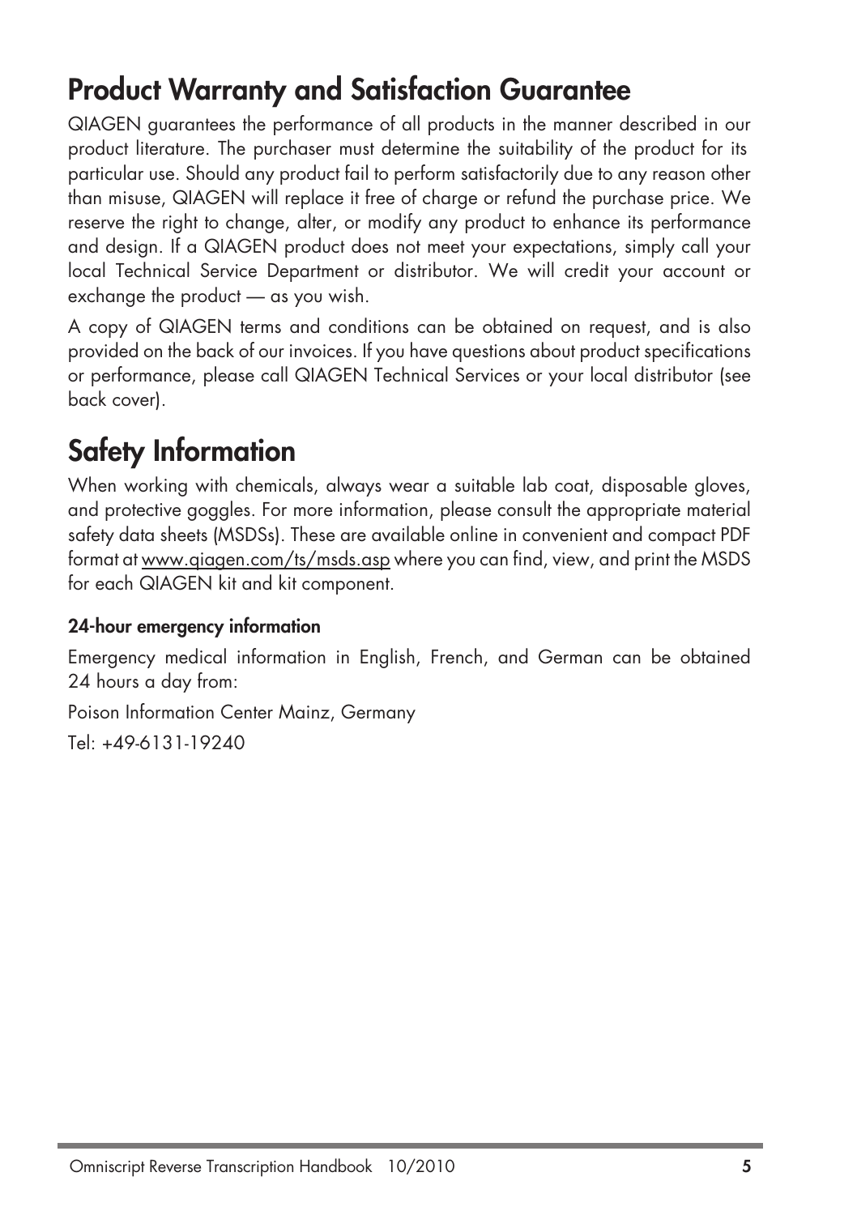## Product Warranty and Satisfaction Guarantee

QIAGEN guarantees the performance of all products in the manner described in our product literature. The purchaser must determine the suitability of the product for its particular use. Should any product fail to perform satisfactorily due to any reason other than misuse, QIAGEN will replace it free of charge or refund the purchase price. We reserve the right to change, alter, or modify any product to enhance its performance and design. If a QIAGEN product does not meet your expectations, simply call your local Technical Service Department or distributor. We will credit your account or exchange the product — as you wish.

A copy of QIAGEN terms and conditions can be obtained on request, and is also provided on the back of our invoices. If you have questions about product specifications or performance, please call QIAGEN Technical Services or your local distributor (see back cover).

## Safety Information

When working with chemicals, always wear a suitable lab coat, disposable gloves, and protective goggles. For more information, please consult the appropriate material safety data sheets (MSDSs). These are available online in convenient and compact PDF format at www.qiagen.com/ts/msds.asp where you can find, view, and print the MSDS for each QIAGEN kit and kit component.

### 24-hour emergency information

Emergency medical information in English, French, and German can be obtained 24 hours a day from:

Poison Information Center Mainz, Germany

Tel: +49-6131-19240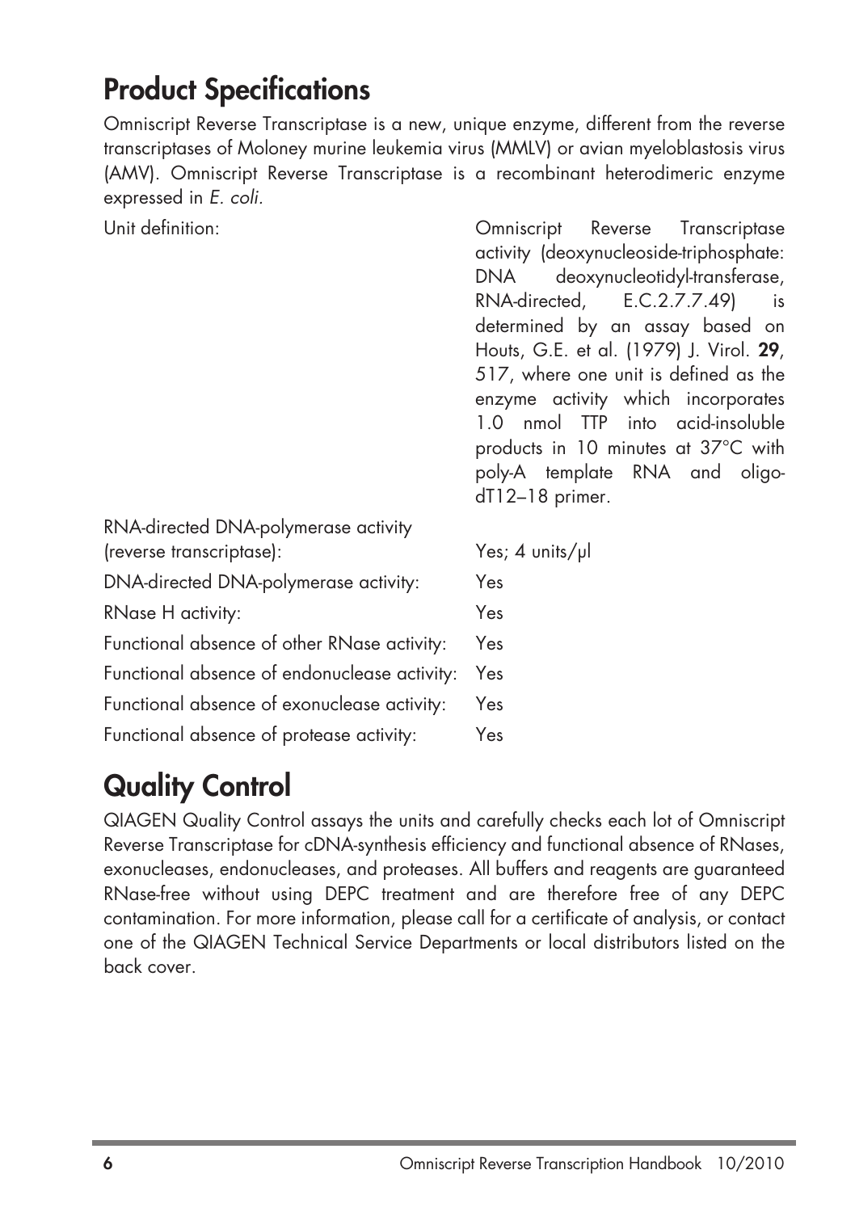## Product Specifications

Omniscript Reverse Transcriptase is a new, unique enzyme, different from the reverse transcriptases of Moloney murine leukemia virus (MMLV) or avian myeloblastosis virus (AMV). Omniscript Reverse Transcriptase is a recombinant heterodimeric enzyme expressed in *E. coli*.

| | |
|---|---|
| Unit definition: | Omniscript Reverse Transcriptase activity (deoxynucleoside-triphosphate: DNA deoxynucleotidyl-transferase, RNA-directed, E.C.2.7.7.49) is determined by an assay based on Houts, G.E. et al. (1979) J. Virol. **29**, 517, where one unit is defined as the enzyme activity which incorporates 1.0 nmol TTP into acid-insoluble products in 10 minutes at 37°C with poly-A template RNA and oligo-dT12–18 primer. |
| RNA-directed DNA-polymerase activity (reverse transcriptase): | Yes; 4 units/µl |
| DNA-directed DNA-polymerase activity: | Yes |
| RNase H activity: | Yes |
| Functional absence of other RNase activity: | Yes |
| Functional absence of endonuclease activity: | Yes |
| Functional absence of exonuclease activity: | Yes |
| Functional absence of protease activity: | Yes |

## Quality Control

QIAGEN Quality Control assays the units and carefully checks each lot of Omniscript Reverse Transcriptase for cDNA-synthesis efficiency and functional absence of RNases, exonucleases, endonucleases, and proteases. All buffers and reagents are guaranteed RNase-free without using DEPC treatment and are therefore free of any DEPC contamination. For more information, please call for a certificate of analysis, or contact one of the QIAGEN Technical Service Departments or local distributors listed on the back cover.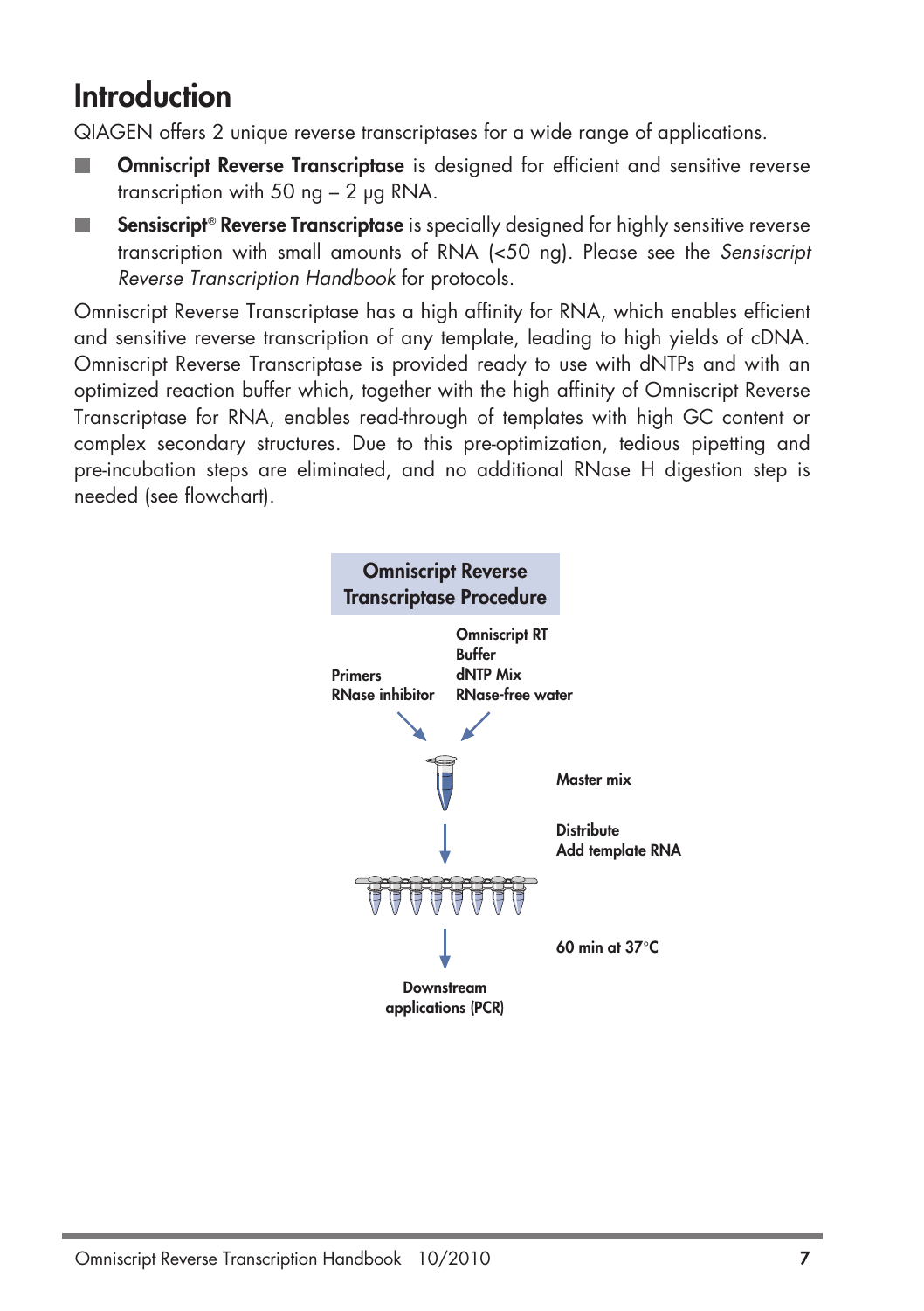# Introduction

QIAGEN offers 2 unique reverse transcriptases for a wide range of applications.

- **Omniscript Reverse Transcriptase** is designed for efficient and sensitive reverse transcription with 50 ng – 2 µg RNA.
- **Sensiscript® Reverse Transcriptase** is specially designed for highly sensitive reverse transcription with small amounts of RNA (<50 ng). Please see the *Sensiscript Reverse Transcription Handbook* for protocols.

Omniscript Reverse Transcriptase has a high affinity for RNA, which enables efficient and sensitive reverse transcription of any template, leading to high yields of cDNA. Omniscript Reverse Transcriptase is provided ready to use with dNTPs and with an optimized reaction buffer which, together with the high affinity of Omniscript Reverse Transcriptase for RNA, enables read-through of templates with high GC content or complex secondary structures. Due to this pre-optimization, tedious pipetting and pre-incubation steps are eliminated, and no additional RNase H digestion step is needed (see flowchart).

**Omniscript Reverse Transcriptase Procedure**

**Primers**
**RNase inhibitor**

**Omniscript RT Buffer**
**dNTP Mix**
**RNase-free water**

**Master mix**

**Distribute**
**Add template RNA**

**60 min at 37°C**

**Downstream applications (PCR)**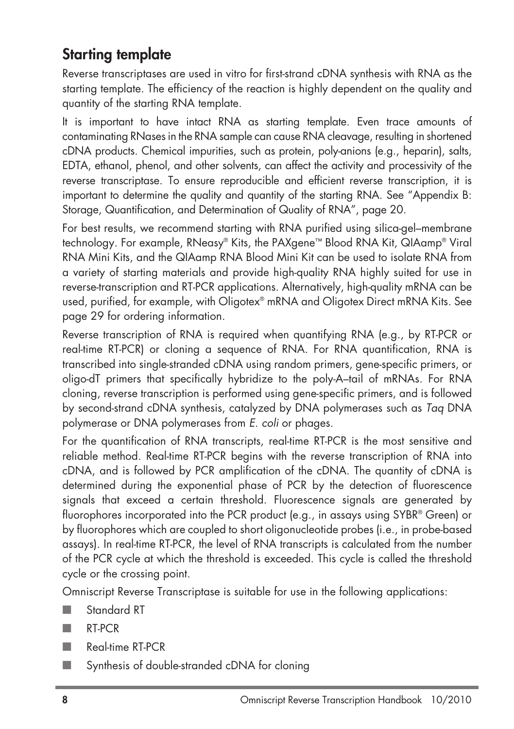## Starting template

Reverse transcriptases are used in vitro for first-strand cDNA synthesis with RNA as the starting template. The efficiency of the reaction is highly dependent on the quality and quantity of the starting RNA template.

It is important to have intact RNA as starting template. Even trace amounts of contaminating RNases in the RNA sample can cause RNA cleavage, resulting in shortened cDNA products. Chemical impurities, such as protein, poly-anions (e.g., heparin), salts, EDTA, ethanol, phenol, and other solvents, can affect the activity and processivity of the reverse transcriptase. To ensure reproducible and efficient reverse transcription, it is important to determine the quality and quantity of the starting RNA. See "Appendix B: Storage, Quantification, and Determination of Quality of RNA", page 20.

For best results, we recommend starting with RNA purified using silica-gel–membrane technology. For example, RNeasy® Kits, the PAXgene™ Blood RNA Kit, QIAamp® Viral RNA Mini Kits, and the QIAamp RNA Blood Mini Kit can be used to isolate RNA from a variety of starting materials and provide high-quality RNA highly suited for use in reverse-transcription and RT-PCR applications. Alternatively, high-quality mRNA can be used, purified, for example, with Oligotex® mRNA and Oligotex Direct mRNA Kits. See page 29 for ordering information.

Reverse transcription of RNA is required when quantifying RNA (e.g., by RT-PCR or real-time RT-PCR) or cloning a sequence of RNA. For RNA quantification, RNA is transcribed into single-stranded cDNA using random primers, gene-specific primers, or oligo-dT primers that specifically hybridize to the poly-A–tail of mRNAs. For RNA cloning, reverse transcription is performed using gene-specific primers, and is followed by second-strand cDNA synthesis, catalyzed by DNA polymerases such as *Taq* DNA polymerase or DNA polymerases from *E. coli* or phages.

For the quantification of RNA transcripts, real-time RT-PCR is the most sensitive and reliable method. Real-time RT-PCR begins with the reverse transcription of RNA into cDNA, and is followed by PCR amplification of the cDNA. The quantity of cDNA is determined during the exponential phase of PCR by the detection of fluorescence signals that exceed a certain threshold. Fluorescence signals are generated by fluorophores incorporated into the PCR product (e.g., in assays using SYBR® Green) or by fluorophores which are coupled to short oligonucleotide probes (i.e., in probe-based assays). In real-time RT-PCR, the level of RNA transcripts is calculated from the number of the PCR cycle at which the threshold is exceeded. This cycle is called the threshold cycle or the crossing point.

Omniscript Reverse Transcriptase is suitable for use in the following applications:

- Standard RT
- RT-PCR
- Real-time RT-PCR
- Synthesis of double-stranded cDNA for cloning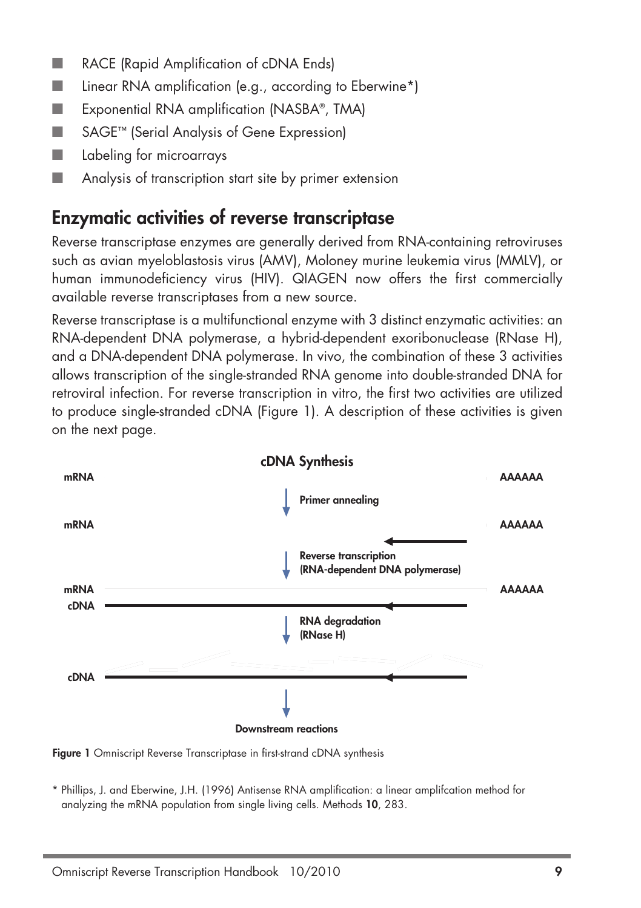- RACE (Rapid Amplification of cDNA Ends)
- Linear RNA amplification (e.g., according to Eberwine*)
- Exponential RNA amplification (NASBA®, TMA)
- SAGE™ (Serial Analysis of Gene Expression)
- Labeling for microarrays
- Analysis of transcription start site by primer extension

## Enzymatic activities of reverse transcriptase

Reverse transcriptase enzymes are generally derived from RNA-containing retroviruses such as avian myeloblastosis virus (AMV), Moloney murine leukemia virus (MMLV), or human immunodeficiency virus (HIV). QIAGEN now offers the first commercially available reverse transcriptases from a new source.

Reverse transcriptase is a multifunctional enzyme with 3 distinct enzymatic activities: an RNA-dependent DNA polymerase, a hybrid-dependent exoribonuclease (RNase H), and a DNA-dependent DNA polymerase. In vivo, the combination of these 3 activities allows transcription of the single-stranded RNA genome into double-stranded DNA for retroviral infection. For reverse transcription in vitro, the first two activities are utilized to produce single-stranded cDNA (Figure 1). A description of these activities is given on the next page.

**cDNA Synthesis**

mRNA AAAAAA

Primer annealing

mRNA AAAAAA

Reverse transcription (RNA-dependent DNA polymerase)

mRNA AAAAAA
cDNA

RNA degradation (RNase H)

cDNA

Downstream reactions

**Figure 1** Omniscript Reverse Transcriptase in first-strand cDNA synthesis

\* Phillips, J. and Eberwine, J.H. (1996) Antisense RNA amplification: a linear amplifcation method for analyzing the mRNA population from single living cells. Methods **10**, 283.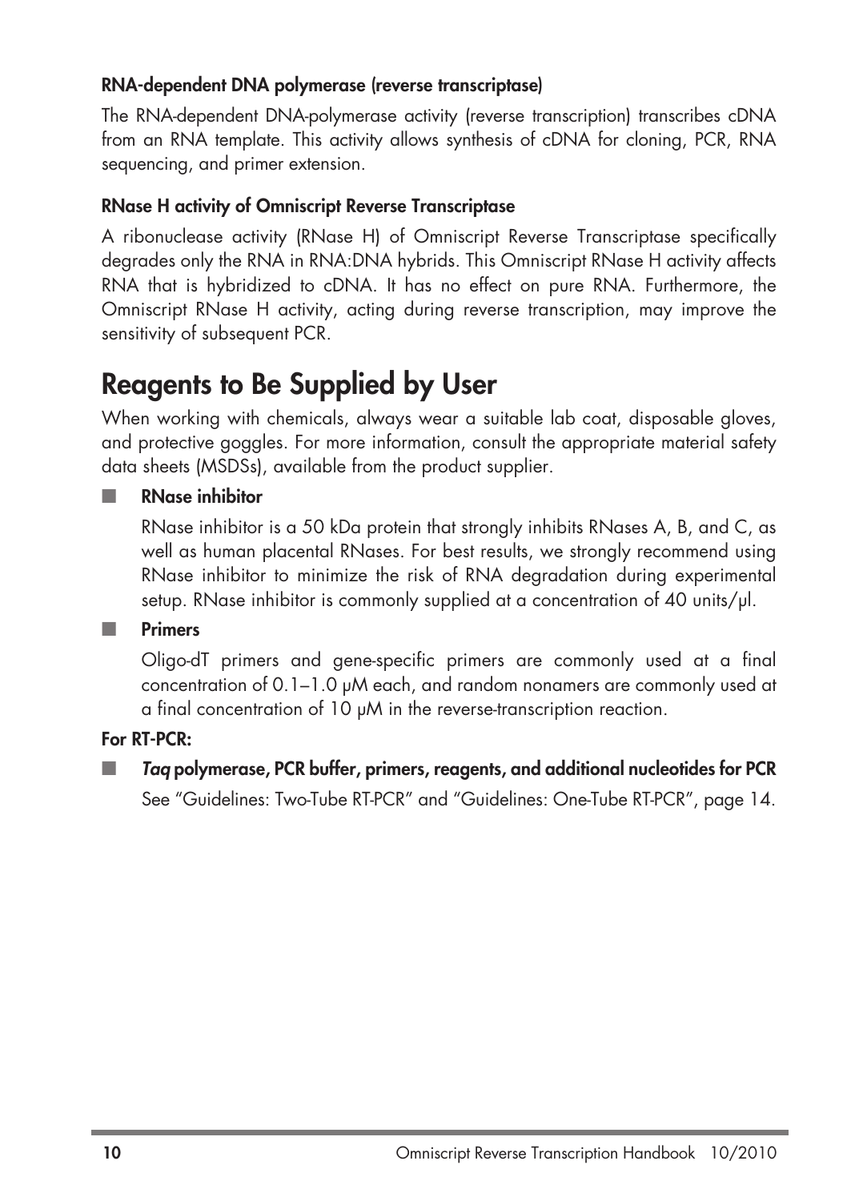### RNA-dependent DNA polymerase (reverse transcriptase)

The RNA-dependent DNA-polymerase activity (reverse transcription) transcribes cDNA from an RNA template. This activity allows synthesis of cDNA for cloning, PCR, RNA sequencing, and primer extension.

### RNase H activity of Omniscript Reverse Transcriptase

A ribonuclease activity (RNase H) of Omniscript Reverse Transcriptase specifically degrades only the RNA in RNA:DNA hybrids. This Omniscript RNase H activity affects RNA that is hybridized to cDNA. It has no effect on pure RNA. Furthermore, the Omniscript RNase H activity, acting during reverse transcription, may improve the sensitivity of subsequent PCR.

## Reagents to Be Supplied by User

When working with chemicals, always wear a suitable lab coat, disposable gloves, and protective goggles. For more information, consult the appropriate material safety data sheets (MSDSs), available from the product supplier.

- **RNase inhibitor**

  RNase inhibitor is a 50 kDa protein that strongly inhibits RNases A, B, and C, as well as human placental RNases. For best results, we strongly recommend using RNase inhibitor to minimize the risk of RNA degradation during experimental setup. RNase inhibitor is commonly supplied at a concentration of 40 units/µl.

- **Primers**

  Oligo-dT primers and gene-specific primers are commonly used at a final concentration of 0.1–1.0 µM each, and random nonamers are commonly used at a final concentration of 10 µM in the reverse-transcription reaction.

**For RT-PCR:**

- ***Taq* polymerase, PCR buffer, primers, reagents, and additional nucleotides for PCR**

  See "Guidelines: Two-Tube RT-PCR" and "Guidelines: One-Tube RT-PCR", page 14.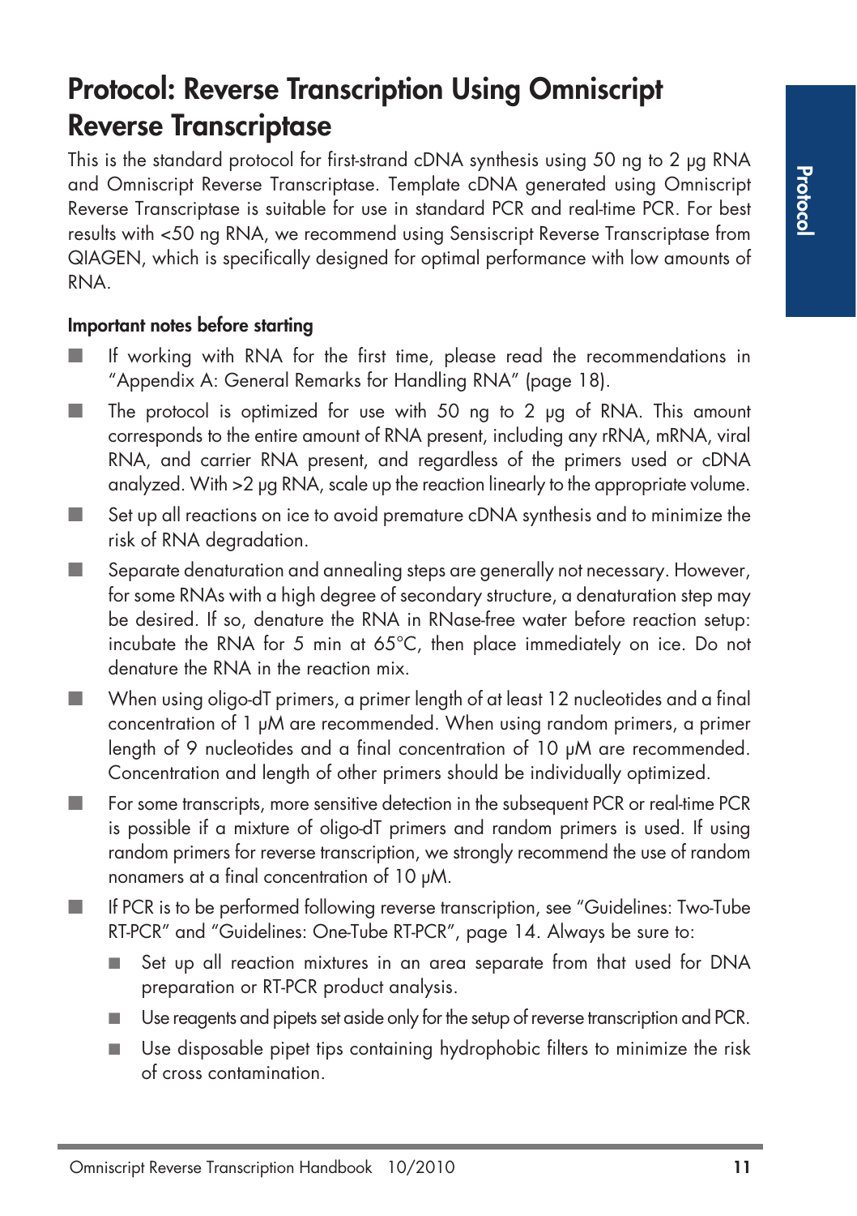# Protocol: Reverse Transcription Using Omniscript Reverse Transcriptase

This is the standard protocol for first-strand cDNA synthesis using 50 ng to 2 µg RNA and Omniscript Reverse Transcriptase. Template cDNA generated using Omniscript Reverse Transcriptase is suitable for use in standard PCR and real-time PCR. For best results with <50 ng RNA, we recommend using Sensiscript Reverse Transcriptase from QIAGEN, which is specifically designed for optimal performance with low amounts of RNA.

**Important notes before starting**

- If working with RNA for the first time, please read the recommendations in "Appendix A: General Remarks for Handling RNA" (page 18).
- The protocol is optimized for use with 50 ng to 2 µg of RNA. This amount corresponds to the entire amount of RNA present, including any rRNA, mRNA, viral RNA, and carrier RNA present, and regardless of the primers used or cDNA analyzed. With >2 µg RNA, scale up the reaction linearly to the appropriate volume.
- Set up all reactions on ice to avoid premature cDNA synthesis and to minimize the risk of RNA degradation.
- Separate denaturation and annealing steps are generally not necessary. However, for some RNAs with a high degree of secondary structure, a denaturation step may be desired. If so, denature the RNA in RNase-free water before reaction setup: incubate the RNA for 5 min at 65°C, then place immediately on ice. Do not denature the RNA in the reaction mix.
- When using oligo-dT primers, a primer length of at least 12 nucleotides and a final concentration of 1 µM are recommended. When using random primers, a primer length of 9 nucleotides and a final concentration of 10 µM are recommended. Concentration and length of other primers should be individually optimized.
- For some transcripts, more sensitive detection in the subsequent PCR or real-time PCR is possible if a mixture of oligo-dT primers and random primers is used. If using random primers for reverse transcription, we strongly recommend the use of random nonamers at a final concentration of 10 µM.
- If PCR is to be performed following reverse transcription, see "Guidelines: Two-Tube RT-PCR" and "Guidelines: One-Tube RT-PCR", page 14. Always be sure to:
  - Set up all reaction mixtures in an area separate from that used for DNA preparation or RT-PCR product analysis.
  - Use reagents and pipets set aside only for the setup of reverse transcription and PCR.
  - Use disposable pipet tips containing hydrophobic filters to minimize the risk of cross contamination.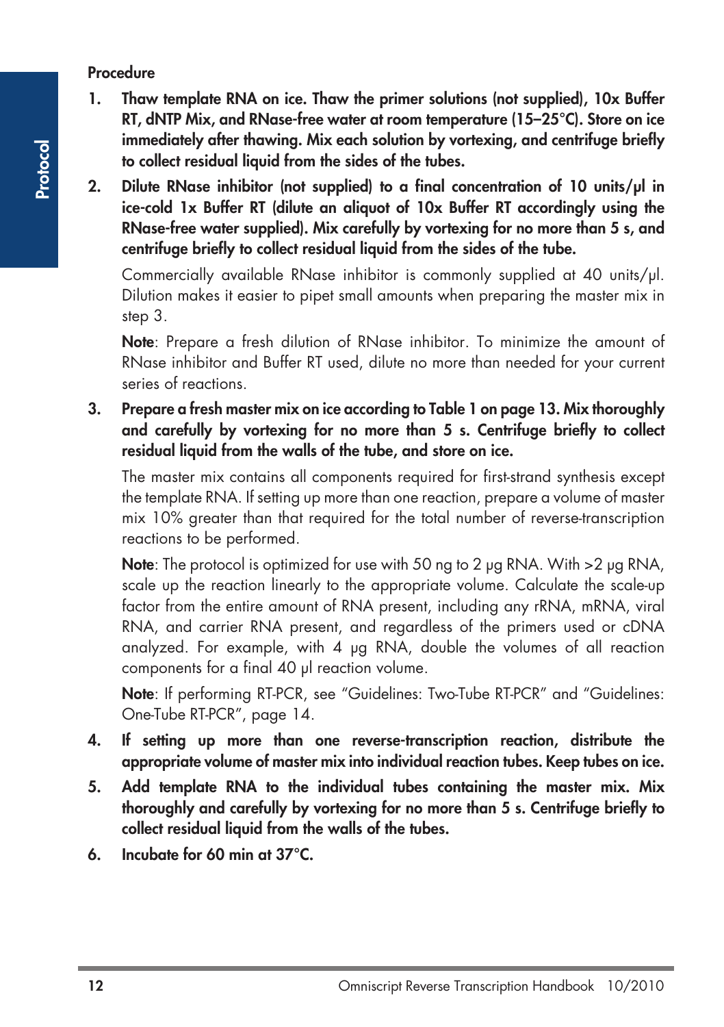**Procedure**

1. **Thaw template RNA on ice. Thaw the primer solutions (not supplied), 10x Buffer RT, dNTP Mix, and RNase-free water at room temperature (15–25°C). Store on ice immediately after thawing. Mix each solution by vortexing, and centrifuge briefly to collect residual liquid from the sides of the tubes.**

2. **Dilute RNase inhibitor (not supplied) to a final concentration of 10 units/µl in ice-cold 1x Buffer RT (dilute an aliquot of 10x Buffer RT accordingly using the RNase-free water supplied). Mix carefully by vortexing for no more than 5 s, and centrifuge briefly to collect residual liquid from the sides of the tube.**

   Commercially available RNase inhibitor is commonly supplied at 40 units/µl. Dilution makes it easier to pipet small amounts when preparing the master mix in step 3.

   **Note**: Prepare a fresh dilution of RNase inhibitor. To minimize the amount of RNase inhibitor and Buffer RT used, dilute no more than needed for your current series of reactions.

3. **Prepare a fresh master mix on ice according to Table 1 on page 13. Mix thoroughly and carefully by vortexing for no more than 5 s. Centrifuge briefly to collect residual liquid from the walls of the tube, and store on ice.**

   The master mix contains all components required for first-strand synthesis except the template RNA. If setting up more than one reaction, prepare a volume of master mix 10% greater than that required for the total number of reverse-transcription reactions to be performed.

   **Note**: The protocol is optimized for use with 50 ng to 2 µg RNA. With >2 µg RNA, scale up the reaction linearly to the appropriate volume. Calculate the scale-up factor from the entire amount of RNA present, including any rRNA, mRNA, viral RNA, and carrier RNA present, and regardless of the primers used or cDNA analyzed. For example, with 4 µg RNA, double the volumes of all reaction components for a final 40 µl reaction volume.

   **Note**: If performing RT-PCR, see "Guidelines: Two-Tube RT-PCR" and "Guidelines: One-Tube RT-PCR", page 14.

4. **If setting up more than one reverse-transcription reaction, distribute the appropriate volume of master mix into individual reaction tubes. Keep tubes on ice.**

5. **Add template RNA to the individual tubes containing the master mix. Mix thoroughly and carefully by vortexing for no more than 5 s. Centrifuge briefly to collect residual liquid from the walls of the tubes.**

6. **Incubate for 60 min at 37°C.**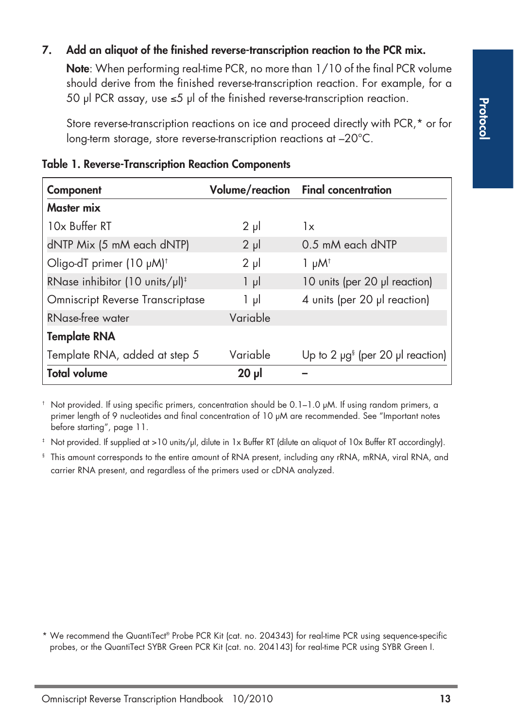7. **Add an aliquot of the finished reverse-transcription reaction to the PCR mix.**

   **Note**: When performing real-time PCR, no more than 1/10 of the final PCR volume should derive from the finished reverse-transcription reaction. For example, for a 50 µl PCR assay, use ≤5 µl of the finished reverse-transcription reaction.

   Store reverse-transcription reactions on ice and proceed directly with PCR,* or for long-term storage, store reverse-transcription reactions at –20°C.

**Table 1. Reverse-Transcription Reaction Components**

| Component | Volume/reaction | Final concentration |
|---|---|---|
| **Master mix** | | |
| 10x Buffer RT | 2 µl | 1x |
| dNTP Mix (5 mM each dNTP) | 2 µl | 0.5 mM each dNTP |
| Oligo-dT primer (10 µM)[†] | 2 µl | 1 µM[†] |
| RNase inhibitor (10 units/µl)[‡] | 1 µl | 10 units (per 20 µl reaction) |
| Omniscript Reverse Transcriptase | 1 µl | 4 units (per 20 µl reaction) |
| RNase-free water | Variable | |
| **Template RNA** | | |
| Template RNA, added at step 5 | Variable | Up to 2 µg[§] (per 20 µl reaction) |
| **Total volume** | **20 µl** | – |

[†] Not provided. If using specific primers, concentration should be 0.1–1.0 µM. If using random primers, a primer length of 9 nucleotides and final concentration of 10 µM are recommended. See "Important notes before starting", page 11.

[‡] Not provided. If supplied at >10 units/µl, dilute in 1x Buffer RT (dilute an aliquot of 10x Buffer RT accordingly).

[§] This amount corresponds to the entire amount of RNA present, including any rRNA, mRNA, viral RNA, and carrier RNA present, and regardless of the primers used or cDNA analyzed.

\* We recommend the QuantiTect® Probe PCR Kit (cat. no. 204343) for real-time PCR using sequence-specific probes, or the QuantiTect SYBR Green PCR Kit (cat. no. 204143) for real-time PCR using SYBR Green I.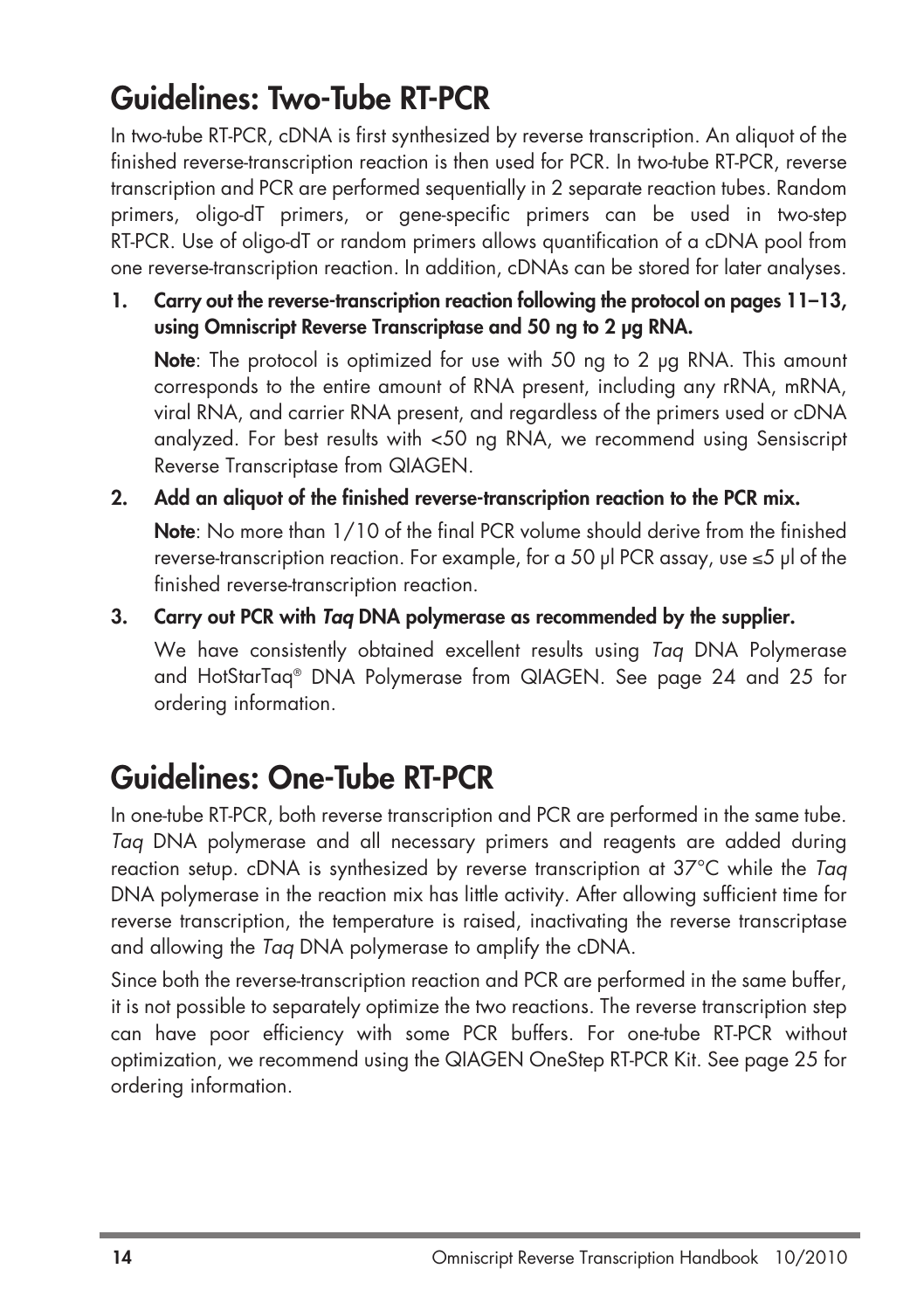## Guidelines: Two-Tube RT-PCR

In two-tube RT-PCR, cDNA is first synthesized by reverse transcription. An aliquot of the finished reverse-transcription reaction is then used for PCR. In two-tube RT-PCR, reverse transcription and PCR are performed sequentially in 2 separate reaction tubes. Random primers, oligo-dT primers, or gene-specific primers can be used in two-step RT-PCR. Use of oligo-dT or random primers allows quantification of a cDNA pool from one reverse-transcription reaction. In addition, cDNAs can be stored for later analyses.

1. **Carry out the reverse-transcription reaction following the protocol on pages 11–13, using Omniscript Reverse Transcriptase and 50 ng to 2 µg RNA.**

   **Note**: The protocol is optimized for use with 50 ng to 2 µg RNA. This amount corresponds to the entire amount of RNA present, including any rRNA, mRNA, viral RNA, and carrier RNA present, and regardless of the primers used or cDNA analyzed. For best results with <50 ng RNA, we recommend using Sensiscript Reverse Transcriptase from QIAGEN.

2. **Add an aliquot of the finished reverse-transcription reaction to the PCR mix.**

   **Note**: No more than 1/10 of the final PCR volume should derive from the finished reverse-transcription reaction. For example, for a 50 µl PCR assay, use ≤5 µl of the finished reverse-transcription reaction.

3. **Carry out PCR with *Taq* DNA polymerase as recommended by the supplier.**

   We have consistently obtained excellent results using *Taq* DNA Polymerase and HotStarTaq® DNA Polymerase from QIAGEN. See page 24 and 25 for ordering information.

## Guidelines: One-Tube RT-PCR

In one-tube RT-PCR, both reverse transcription and PCR are performed in the same tube. *Taq* DNA polymerase and all necessary primers and reagents are added during reaction setup. cDNA is synthesized by reverse transcription at 37°C while the *Taq* DNA polymerase in the reaction mix has little activity. After allowing sufficient time for reverse transcription, the temperature is raised, inactivating the reverse transcriptase and allowing the *Taq* DNA polymerase to amplify the cDNA.

Since both the reverse-transcription reaction and PCR are performed in the same buffer, it is not possible to separately optimize the two reactions. The reverse transcription step can have poor efficiency with some PCR buffers. For one-tube RT-PCR without optimization, we recommend using the QIAGEN OneStep RT-PCR Kit. See page 25 for ordering information.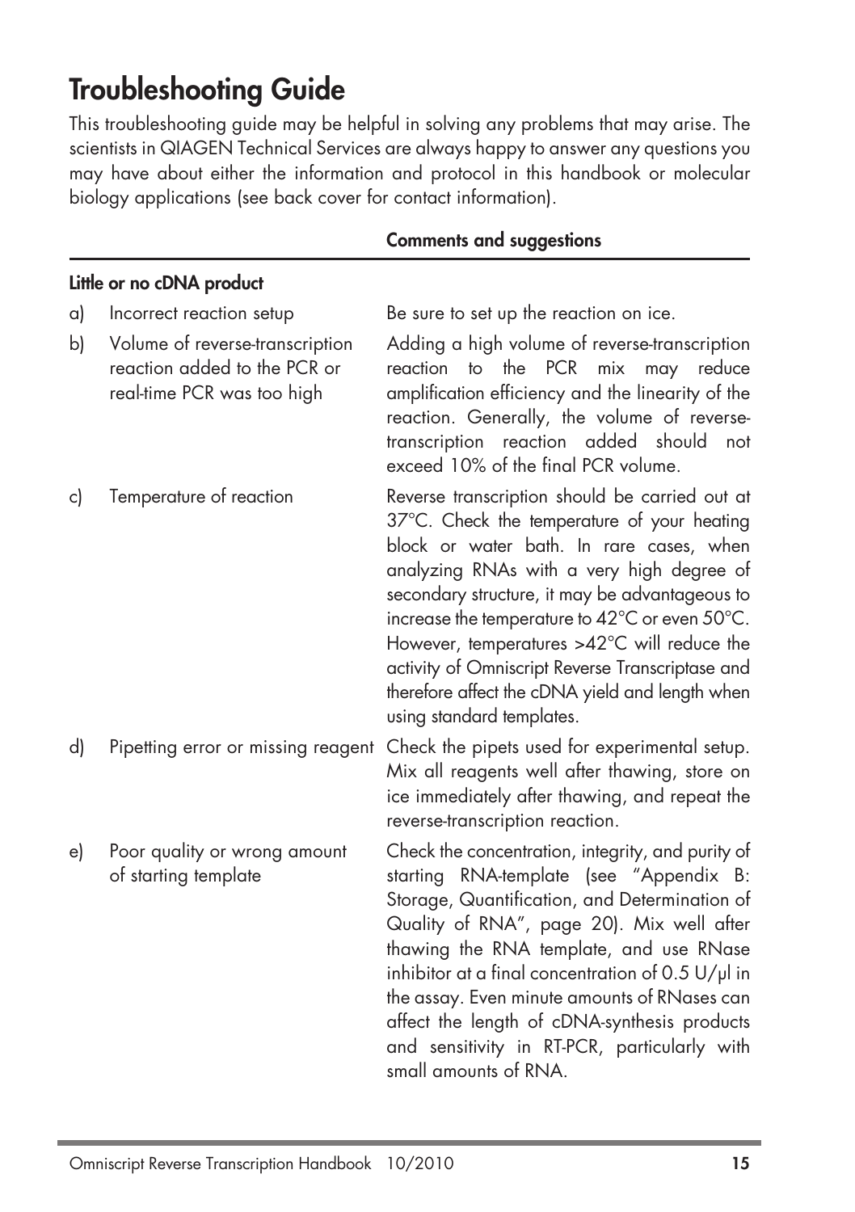# Troubleshooting Guide

This troubleshooting guide may be helpful in solving any problems that may arise. The scientists in QIAGEN Technical Services are always happy to answer any questions you may have about either the information and protocol in this handbook or molecular biology applications (see back cover for contact information).

| | Comments and suggestions |
|---|---|
| **Little or no cDNA product** | |
| a) Incorrect reaction setup | Be sure to set up the reaction on ice. |
| b) Volume of reverse-transcription reaction added to the PCR or real-time PCR was too high | Adding a high volume of reverse-transcription reaction to the PCR mix may reduce amplification efficiency and the linearity of the reaction. Generally, the volume of reverse-transcription reaction added should not exceed 10% of the final PCR volume. |
| c) Temperature of reaction | Reverse transcription should be carried out at 37°C. Check the temperature of your heating block or water bath. In rare cases, when analyzing RNAs with a very high degree of secondary structure, it may be advantageous to increase the temperature to 42°C or even 50°C. However, temperatures >42°C will reduce the activity of Omniscript Reverse Transcriptase and therefore affect the cDNA yield and length when using standard templates. |
| d) Pipetting error or missing reagent | Check the pipets used for experimental setup. Mix all reagents well after thawing, store on ice immediately after thawing, and repeat the reverse-transcription reaction. |
| e) Poor quality or wrong amount of starting template | Check the concentration, integrity, and purity of starting RNA-template (see "Appendix B: Storage, Quantification, and Determination of Quality of RNA", page 20). Mix well after thawing the RNA template, and use RNase inhibitor at a final concentration of 0.5 U/µl in the assay. Even minute amounts of RNases can affect the length of cDNA-synthesis products and sensitivity in RT-PCR, particularly with small amounts of RNA. |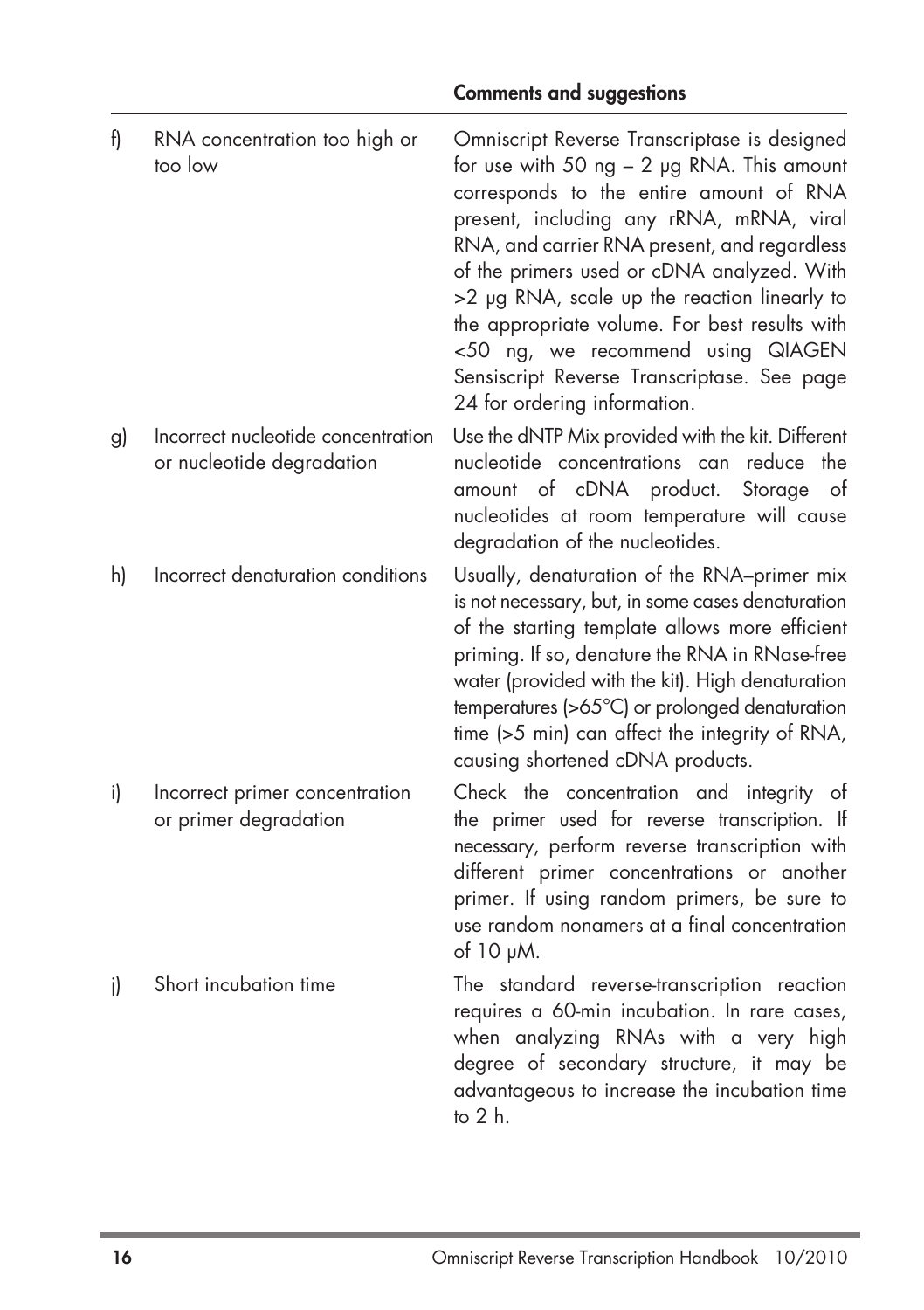| | | Comments and suggestions |
|---|---|---|
| f) | RNA concentration too high or too low | Omniscript Reverse Transcriptase is designed for use with 50 ng – 2 µg RNA. This amount corresponds to the entire amount of RNA present, including any rRNA, mRNA, viral RNA, and carrier RNA present, and regardless of the primers used or cDNA analyzed. With >2 µg RNA, scale up the reaction linearly to the appropriate volume. For best results with <50 ng, we recommend using QIAGEN Sensiscript Reverse Transcriptase. See page 24 for ordering information. |
| g) | Incorrect nucleotide concentration or nucleotide degradation | Use the dNTP Mix provided with the kit. Different nucleotide concentrations can reduce the amount of cDNA product. Storage of nucleotides at room temperature will cause degradation of the nucleotides. |
| h) | Incorrect denaturation conditions | Usually, denaturation of the RNA–primer mix is not necessary, but, in some cases denaturation of the starting template allows more efficient priming. If so, denature the RNA in RNase-free water (provided with the kit). High denaturation temperatures (>65°C) or prolonged denaturation time (>5 min) can affect the integrity of RNA, causing shortened cDNA products. |
| i) | Incorrect primer concentration or primer degradation | Check the concentration and integrity of the primer used for reverse transcription. If necessary, perform reverse transcription with different primer concentrations or another primer. If using random primers, be sure to use random nonamers at a final concentration of 10 µM. |
| j) | Short incubation time | The standard reverse-transcription reaction requires a 60-min incubation. In rare cases, when analyzing RNAs with a very high degree of secondary structure, it may be advantageous to increase the incubation time to 2 h. |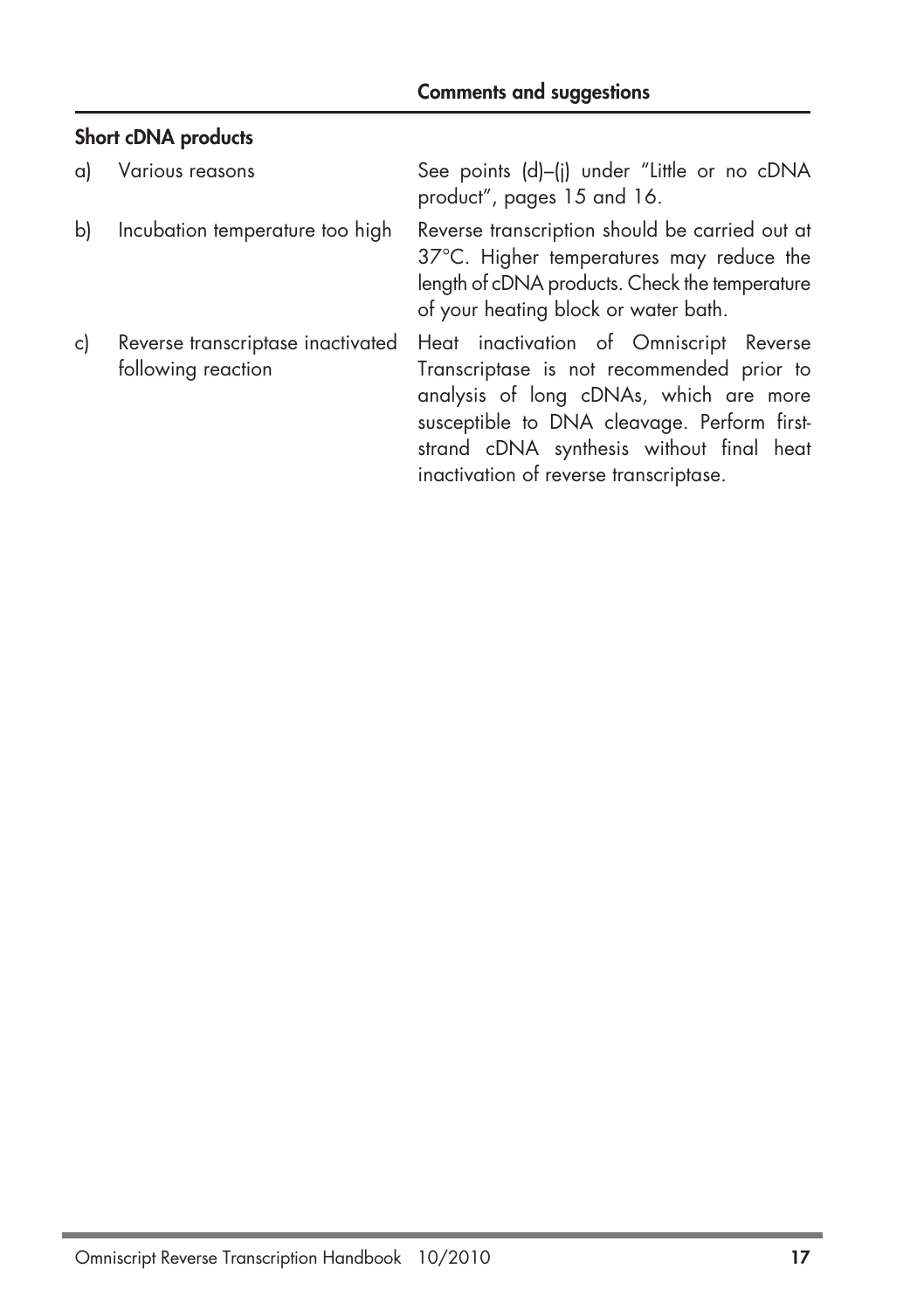| | Comments and suggestions |
|---|---|
| **Short cDNA products** | |
| a) Various reasons | See points (d)–(j) under "Little or no cDNA product", pages 15 and 16. |
| b) Incubation temperature too high | Reverse transcription should be carried out at 37°C. Higher temperatures may reduce the length of cDNA products. Check the temperature of your heating block or water bath. |
| c) Reverse transcriptase inactivated following reaction | Heat inactivation of Omniscript Reverse Transcriptase is not recommended prior to analysis of long cDNAs, which are more susceptible to DNA cleavage. Perform first-strand cDNA synthesis without final heat inactivation of reverse transcriptase. |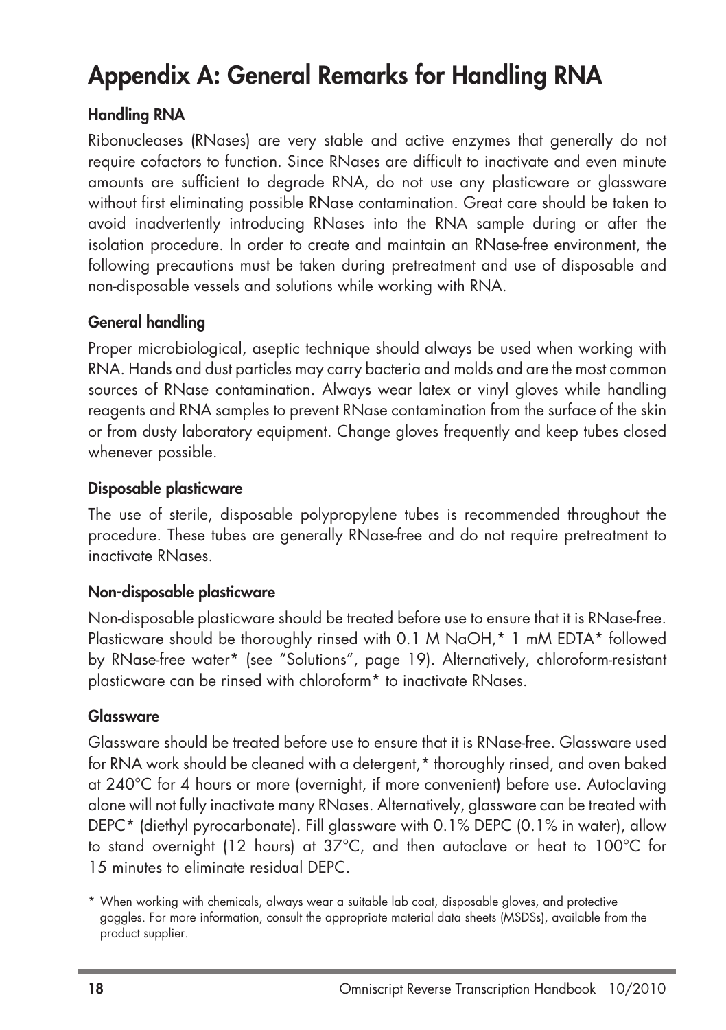# Appendix A: General Remarks for Handling RNA

### Handling RNA

Ribonucleases (RNases) are very stable and active enzymes that generally do not require cofactors to function. Since RNases are difficult to inactivate and even minute amounts are sufficient to degrade RNA, do not use any plasticware or glassware without first eliminating possible RNase contamination. Great care should be taken to avoid inadvertently introducing RNases into the RNA sample during or after the isolation procedure. In order to create and maintain an RNase-free environment, the following precautions must be taken during pretreatment and use of disposable and non-disposable vessels and solutions while working with RNA.

### General handling

Proper microbiological, aseptic technique should always be used when working with RNA. Hands and dust particles may carry bacteria and molds and are the most common sources of RNase contamination. Always wear latex or vinyl gloves while handling reagents and RNA samples to prevent RNase contamination from the surface of the skin or from dusty laboratory equipment. Change gloves frequently and keep tubes closed whenever possible.

### Disposable plasticware

The use of sterile, disposable polypropylene tubes is recommended throughout the procedure. These tubes are generally RNase-free and do not require pretreatment to inactivate RNases.

### Non-disposable plasticware

Non-disposable plasticware should be treated before use to ensure that it is RNase-free. Plasticware should be thoroughly rinsed with 0.1 M NaOH,* 1 mM EDTA* followed by RNase-free water* (see "Solutions", page 19). Alternatively, chloroform-resistant plasticware can be rinsed with chloroform* to inactivate RNases.

### Glassware

Glassware should be treated before use to ensure that it is RNase-free. Glassware used for RNA work should be cleaned with a detergent,* thoroughly rinsed, and oven baked at 240°C for 4 hours or more (overnight, if more convenient) before use. Autoclaving alone will not fully inactivate many RNases. Alternatively, glassware can be treated with DEPC* (diethyl pyrocarbonate). Fill glassware with 0.1% DEPC (0.1% in water), allow to stand overnight (12 hours) at 37°C, and then autoclave or heat to 100°C for 15 minutes to eliminate residual DEPC.

* When working with chemicals, always wear a suitable lab coat, disposable gloves, and protective goggles. For more information, consult the appropriate material data sheets (MSDSs), available from the product supplier.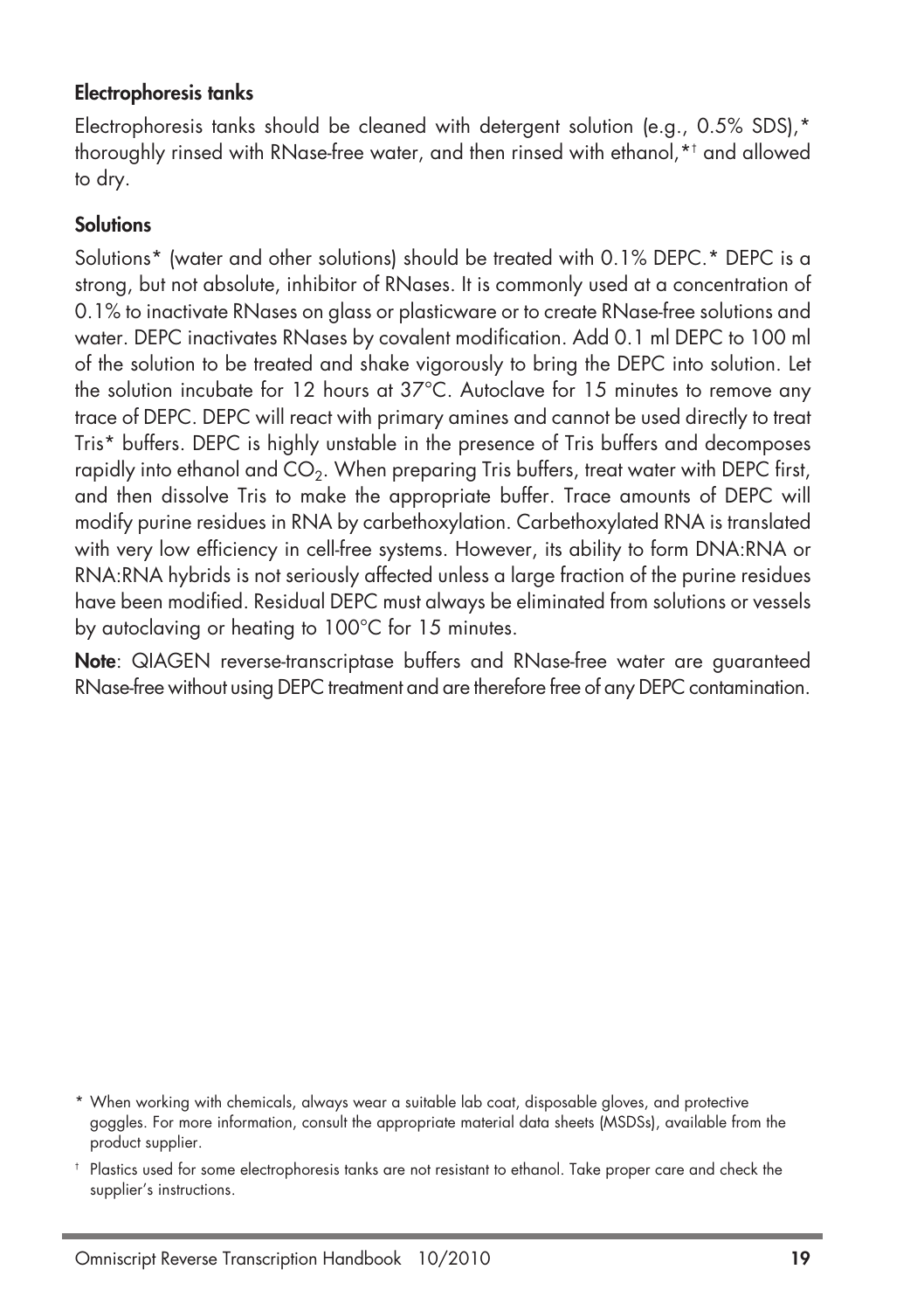### Electrophoresis tanks

Electrophoresis tanks should be cleaned with detergent solution (e.g., 0.5% SDS),* thoroughly rinsed with RNase-free water, and then rinsed with ethanol,*† and allowed to dry.

### Solutions

Solutions* (water and other solutions) should be treated with 0.1% DEPC.* DEPC is a strong, but not absolute, inhibitor of RNases. It is commonly used at a concentration of 0.1% to inactivate RNases on glass or plasticware or to create RNase-free solutions and water. DEPC inactivates RNases by covalent modification. Add 0.1 ml DEPC to 100 ml of the solution to be treated and shake vigorously to bring the DEPC into solution. Let the solution incubate for 12 hours at 37°C. Autoclave for 15 minutes to remove any trace of DEPC. DEPC will react with primary amines and cannot be used directly to treat Tris* buffers. DEPC is highly unstable in the presence of Tris buffers and decomposes rapidly into ethanol and $CO_2$. When preparing Tris buffers, treat water with DEPC first, and then dissolve Tris to make the appropriate buffer. Trace amounts of DEPC will modify purine residues in RNA by carbethoxylation. Carbethoxylated RNA is translated with very low efficiency in cell-free systems. However, its ability to form DNA:RNA or RNA:RNA hybrids is not seriously affected unless a large fraction of the purine residues have been modified. Residual DEPC must always be eliminated from solutions or vessels by autoclaving or heating to 100°C for 15 minutes.

**Note**: QIAGEN reverse-transcriptase buffers and RNase-free water are guaranteed RNase-free without using DEPC treatment and are therefore free of any DEPC contamination.

* When working with chemicals, always wear a suitable lab coat, disposable gloves, and protective goggles. For more information, consult the appropriate material data sheets (MSDSs), available from the product supplier.

† Plastics used for some electrophoresis tanks are not resistant to ethanol. Take proper care and check the supplier's instructions.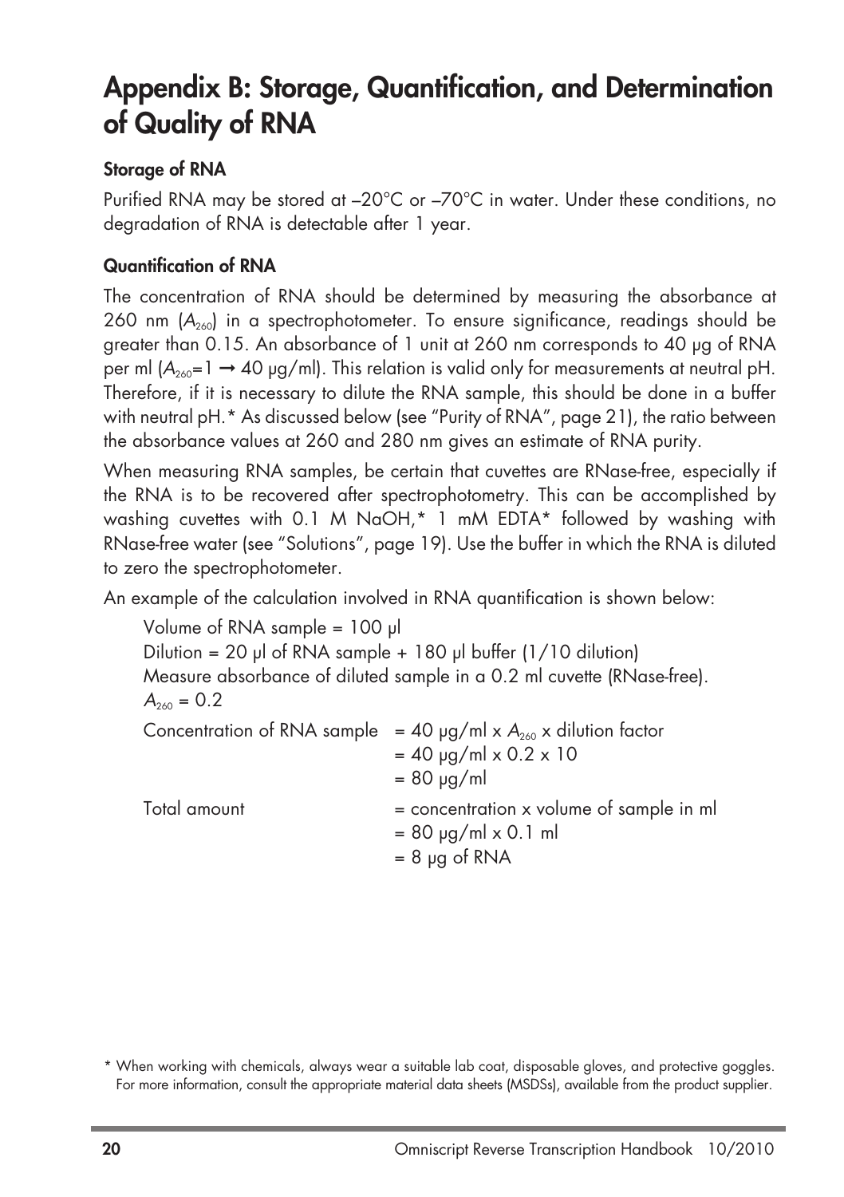# Appendix B: Storage, Quantification, and Determination of Quality of RNA

### Storage of RNA

Purified RNA may be stored at –20°C or –70°C in water. Under these conditions, no degradation of RNA is detectable after 1 year.

### Quantification of RNA

The concentration of RNA should be determined by measuring the absorbance at 260 nm ($A_{260}$) in a spectrophotometer. To ensure significance, readings should be greater than 0.15. An absorbance of 1 unit at 260 nm corresponds to 40 µg of RNA per ml ($A_{260}$=1 → 40 µg/ml). This relation is valid only for measurements at neutral pH. Therefore, if it is necessary to dilute the RNA sample, this should be done in a buffer with neutral pH.* As discussed below (see "Purity of RNA", page 21), the ratio between the absorbance values at 260 and 280 nm gives an estimate of RNA purity.

When measuring RNA samples, be certain that cuvettes are RNase-free, especially if the RNA is to be recovered after spectrophotometry. This can be accomplished by washing cuvettes with 0.1 M NaOH,* 1 mM EDTA* followed by washing with RNase-free water (see "Solutions", page 19). Use the buffer in which the RNA is diluted to zero the spectrophotometer.

An example of the calculation involved in RNA quantification is shown below:

Volume of RNA sample = 100 µl
Dilution = 20 µl of RNA sample + 180 µl buffer (1/10 dilution)
Measure absorbance of diluted sample in a 0.2 ml cuvette (RNase-free).
$A_{260}$ = 0.2

Concentration of RNA sample = 40 µg/ml x $A_{260}$ x dilution factor
= 40 µg/ml x 0.2 x 10
= 80 µg/ml

Total amount = concentration x volume of sample in ml
= 80 µg/ml x 0.1 ml
= 8 µg of RNA

* When working with chemicals, always wear a suitable lab coat, disposable gloves, and protective goggles. For more information, consult the appropriate material data sheets (MSDSs), available from the product supplier.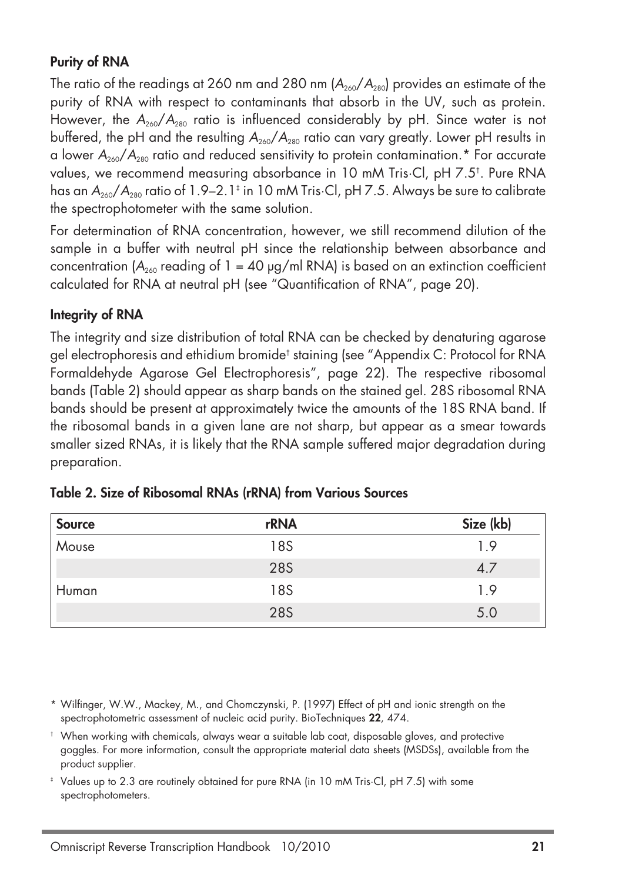## Purity of RNA

The ratio of the readings at 260 nm and 280 nm ($A_{260}/A_{280}$) provides an estimate of the purity of RNA with respect to contaminants that absorb in the UV, such as protein. However, the $A_{260}/A_{280}$ ratio is influenced considerably by pH. Since water is not buffered, the pH and the resulting $A_{260}/A_{280}$ ratio can vary greatly. Lower pH results in a lower $A_{260}/A_{280}$ ratio and reduced sensitivity to protein contamination.* For accurate values, we recommend measuring absorbance in 10 mM Tris·Cl, pH 7.5†. Pure RNA has an $A_{260}/A_{280}$ ratio of 1.9–2.1‡ in 10 mM Tris·Cl, pH 7.5. Always be sure to calibrate the spectrophotometer with the same solution.

For determination of RNA concentration, however, we still recommend dilution of the sample in a buffer with neutral pH since the relationship between absorbance and concentration ($A_{260}$ reading of 1 = 40 µg/ml RNA) is based on an extinction coefficient calculated for RNA at neutral pH (see "Quantification of RNA", page 20).

## Integrity of RNA

The integrity and size distribution of total RNA can be checked by denaturing agarose gel electrophoresis and ethidium bromide† staining (see "Appendix C: Protocol for RNA Formaldehyde Agarose Gel Electrophoresis", page 22). The respective ribosomal bands (Table 2) should appear as sharp bands on the stained gel. 28S ribosomal RNA bands should be present at approximately twice the amounts of the 18S RNA band. If the ribosomal bands in a given lane are not sharp, but appear as a smear towards smaller sized RNAs, it is likely that the RNA sample suffered major degradation during preparation.

**Table 2. Size of Ribosomal RNAs (rRNA) from Various Sources**

| Source | rRNA | Size (kb) |
|---|---|---|
| Mouse | 18S | 1.9 |
| | 28S | 4.7 |
| Human | 18S | 1.9 |
| | 28S | 5.0 |

\* Wilfinger, W.W., Mackey, M., and Chomczynski, P. (1997) Effect of pH and ionic strength on the spectrophotometric assessment of nucleic acid purity. BioTechniques **22**, 474.

† When working with chemicals, always wear a suitable lab coat, disposable gloves, and protective goggles. For more information, consult the appropriate material data sheets (MSDSs), available from the product supplier.

‡ Values up to 2.3 are routinely obtained for pure RNA (in 10 mM Tris·Cl, pH 7.5) with some spectrophotometers.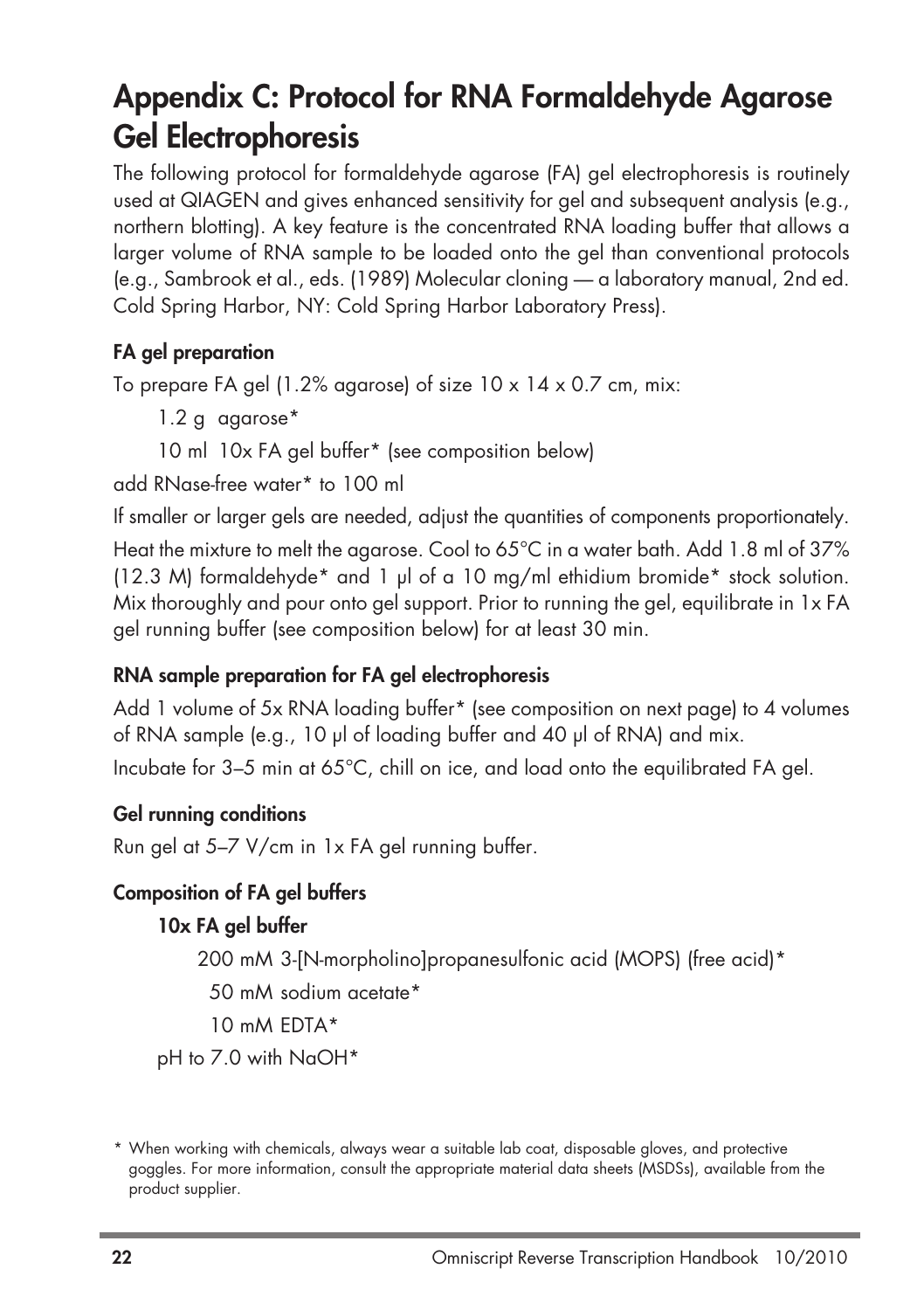# Appendix C: Protocol for RNA Formaldehyde Agarose Gel Electrophoresis

The following protocol for formaldehyde agarose (FA) gel electrophoresis is routinely used at QIAGEN and gives enhanced sensitivity for gel and subsequent analysis (e.g., northern blotting). A key feature is the concentrated RNA loading buffer that allows a larger volume of RNA sample to be loaded onto the gel than conventional protocols (e.g., Sambrook et al., eds. (1989) Molecular cloning — a laboratory manual, 2nd ed. Cold Spring Harbor, NY: Cold Spring Harbor Laboratory Press).

### FA gel preparation

To prepare FA gel (1.2% agarose) of size 10 x 14 x 0.7 cm, mix:

1.2 g agarose*

10 ml 10x FA gel buffer* (see composition below)

add RNase-free water* to 100 ml

If smaller or larger gels are needed, adjust the quantities of components proportionately.

Heat the mixture to melt the agarose. Cool to 65°C in a water bath. Add 1.8 ml of 37% (12.3 M) formaldehyde* and 1 µl of a 10 mg/ml ethidium bromide* stock solution. Mix thoroughly and pour onto gel support. Prior to running the gel, equilibrate in 1x FA gel running buffer (see composition below) for at least 30 min.

### RNA sample preparation for FA gel electrophoresis

Add 1 volume of 5x RNA loading buffer* (see composition on next page) to 4 volumes of RNA sample (e.g., 10 µl of loading buffer and 40 µl of RNA) and mix.

Incubate for 3–5 min at 65°C, chill on ice, and load onto the equilibrated FA gel.

### Gel running conditions

Run gel at 5–7 V/cm in 1x FA gel running buffer.

### Composition of FA gel buffers

#### 10x FA gel buffer

200 mM 3-[N-morpholino]propanesulfonic acid (MOPS) (free acid)*

50 mM sodium acetate*

10 mM EDTA*

pH to 7.0 with NaOH*

---

* When working with chemicals, always wear a suitable lab coat, disposable gloves, and protective goggles. For more information, consult the appropriate material data sheets (MSDSs), available from the product supplier.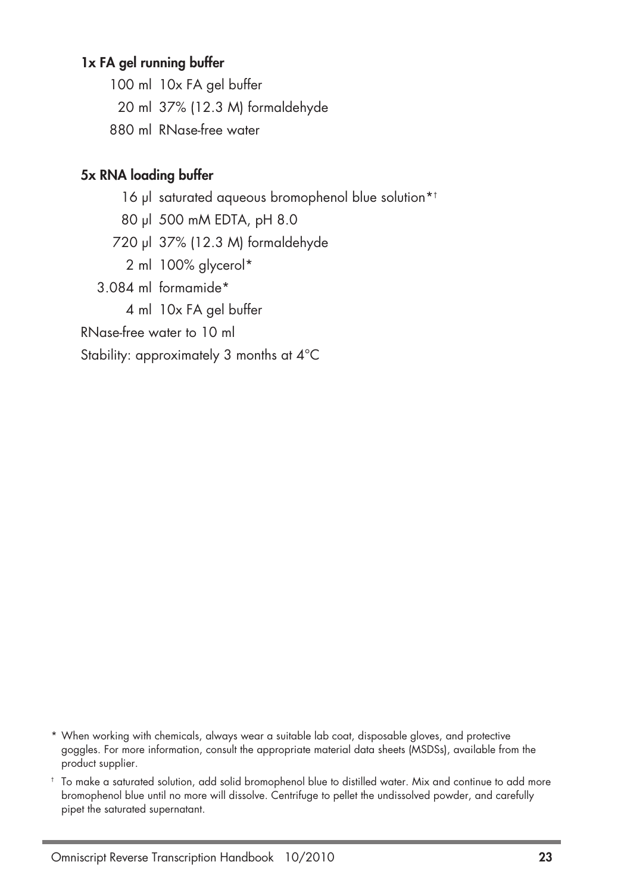**1x FA gel running buffer**

100 ml 10x FA gel buffer

20 ml 37% (12.3 M) formaldehyde

880 ml RNase-free water

**5x RNA loading buffer**

16 µl saturated aqueous bromophenol blue solution*†

80 µl 500 mM EDTA, pH 8.0

720 µl 37% (12.3 M) formaldehyde

2 ml 100% glycerol*

3.084 ml formamide*

4 ml 10x FA gel buffer

RNase-free water to 10 ml

Stability: approximately 3 months at 4°C

\* When working with chemicals, always wear a suitable lab coat, disposable gloves, and protective goggles. For more information, consult the appropriate material data sheets (MSDSs), available from the product supplier.

† To make a saturated solution, add solid bromophenol blue to distilled water. Mix and continue to add more bromophenol blue until no more will dissolve. Centrifuge to pellet the undissolved powder, and carefully pipet the saturated supernatant.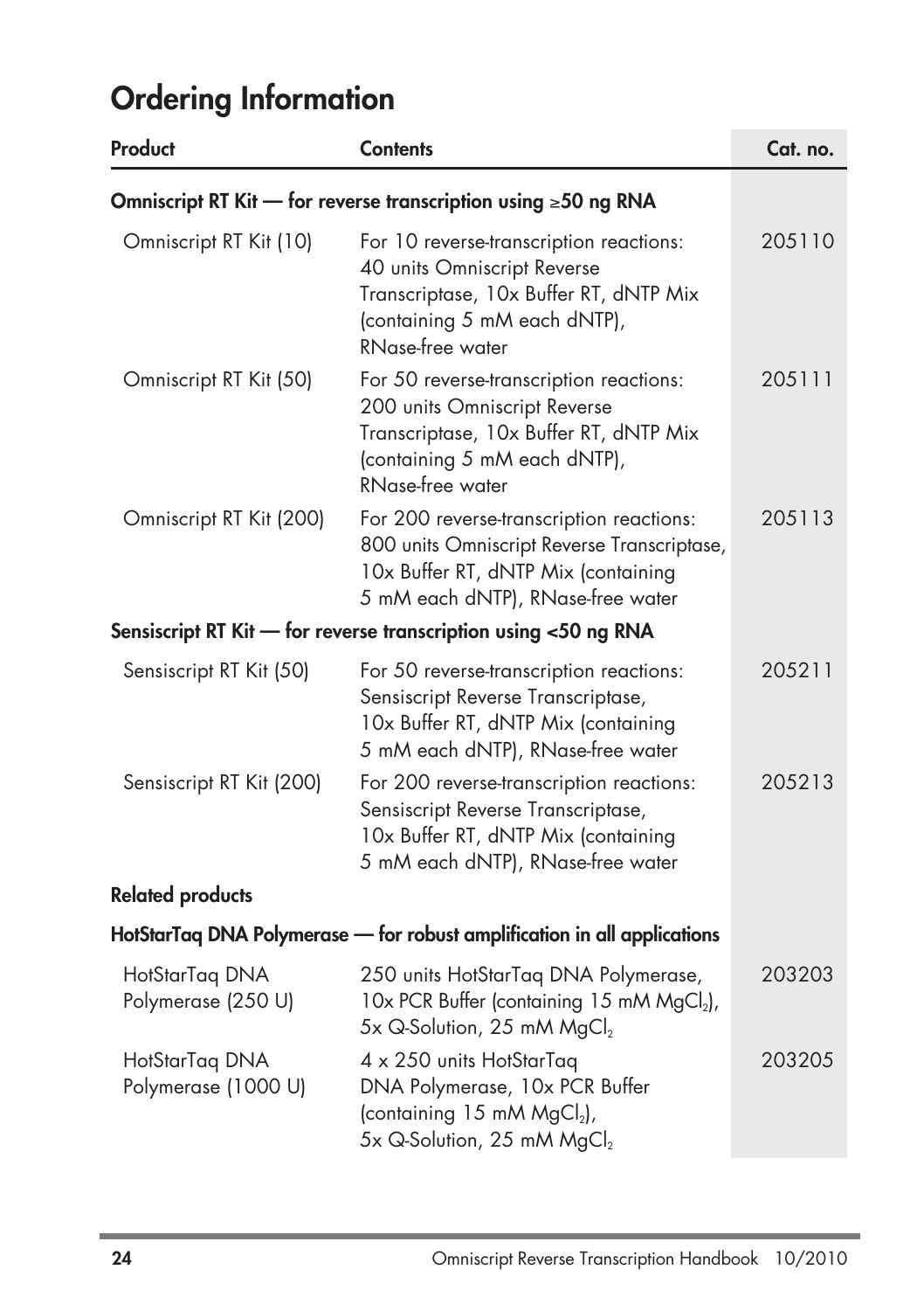# Ordering Information

| Product | Contents | Cat. no. |
|---|---|---|
| **Omniscript RT Kit — for reverse transcription using ≥50 ng RNA** | | |
| Omniscript RT Kit (10) | For 10 reverse-transcription reactions: 40 units Omniscript Reverse Transcriptase, 10x Buffer RT, dNTP Mix (containing 5 mM each dNTP), RNase-free water | 205110 |
| Omniscript RT Kit (50) | For 50 reverse-transcription reactions: 200 units Omniscript Reverse Transcriptase, 10x Buffer RT, dNTP Mix (containing 5 mM each dNTP), RNase-free water | 205111 |
| Omniscript RT Kit (200) | For 200 reverse-transcription reactions: 800 units Omniscript Reverse Transcriptase, 10x Buffer RT, dNTP Mix (containing 5 mM each dNTP), RNase-free water | 205113 |
| **Sensiscript RT Kit — for reverse transcription using <50 ng RNA** | | |
| Sensiscript RT Kit (50) | For 50 reverse-transcription reactions: Sensiscript Reverse Transcriptase, 10x Buffer RT, dNTP Mix (containing 5 mM each dNTP), RNase-free water | 205211 |
| Sensiscript RT Kit (200) | For 200 reverse-transcription reactions: Sensiscript Reverse Transcriptase, 10x Buffer RT, dNTP Mix (containing 5 mM each dNTP), RNase-free water | 205213 |
| **Related products** | | |
| **HotStarTaq DNA Polymerase — for robust amplification in all applications** | | |
| HotStarTaq DNA Polymerase (250 U) | 250 units HotStarTaq DNA Polymerase, 10x PCR Buffer (containing 15 mM $MgCl_2$), 5x Q-Solution, 25 mM $MgCl_2$ | 203203 |
| HotStarTaq DNA Polymerase (1000 U) | 4 x 250 units HotStarTaq DNA Polymerase, 10x PCR Buffer (containing 15 mM $MgCl_2$), 5x Q-Solution, 25 mM $MgCl_2$ | 203205 |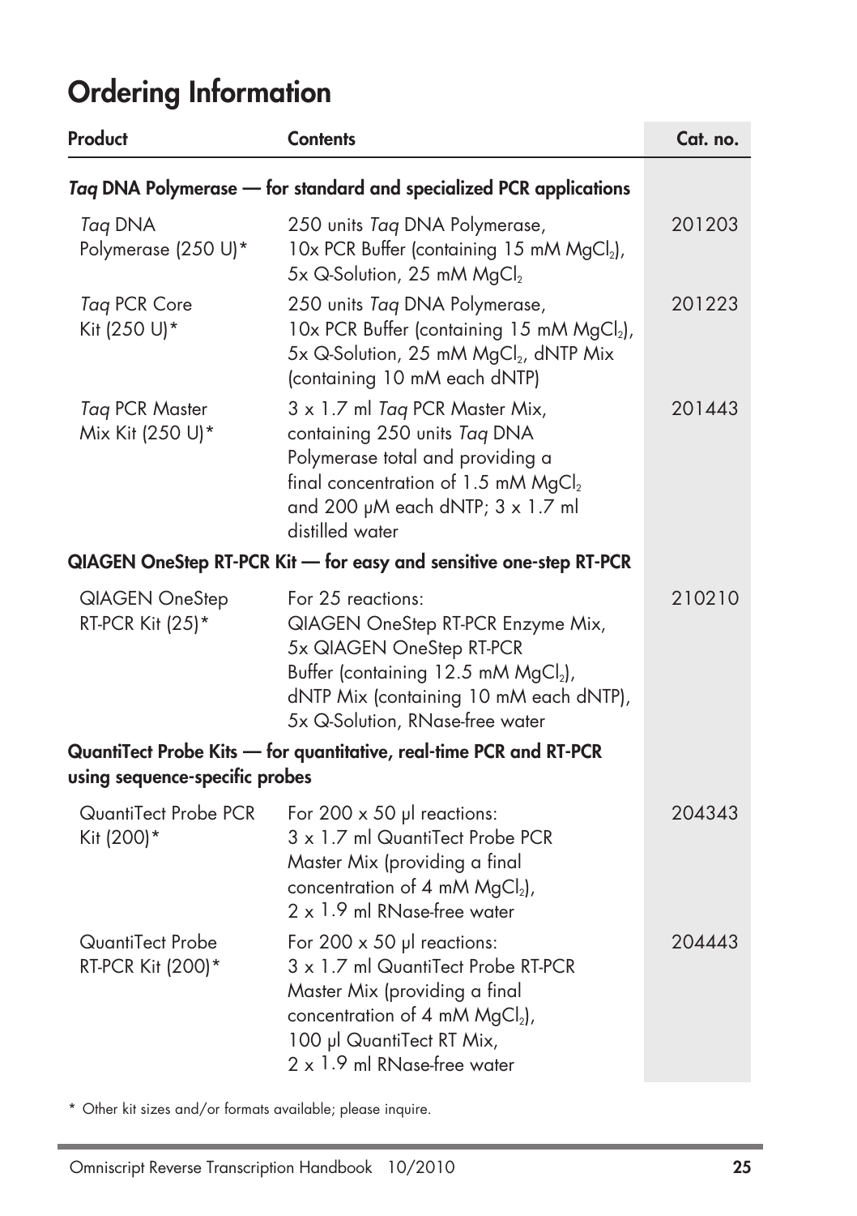# Ordering Information

| Product | Contents | Cat. no. |
|---|---|---|
| ***Taq* DNA Polymerase — for standard and specialized PCR applications** | | |
| *Taq* DNA Polymerase (250 U)* | 250 units *Taq* DNA Polymerase, 10x PCR Buffer (containing 15 mM $MgCl_2$), 5x Q-Solution, 25 mM $MgCl_2$ | 201203 |
| *Taq* PCR Core Kit (250 U)* | 250 units *Taq* DNA Polymerase, 10x PCR Buffer (containing 15 mM $MgCl_2$), 5x Q-Solution, 25 mM $MgCl_2$, dNTP Mix (containing 10 mM each dNTP) | 201223 |
| *Taq* PCR Master Mix Kit (250 U)* | 3 x 1.7 ml *Taq* PCR Master Mix, containing 250 units *Taq* DNA Polymerase total and providing a final concentration of 1.5 mM $MgCl_2$ and 200 µM each dNTP; 3 x 1.7 ml distilled water | 201443 |
| **QIAGEN OneStep RT-PCR Kit — for easy and sensitive one-step RT-PCR** | | |
| QIAGEN OneStep RT-PCR Kit (25)* | For 25 reactions: QIAGEN OneStep RT-PCR Enzyme Mix, 5x QIAGEN OneStep RT-PCR Buffer (containing 12.5 mM $MgCl_2$), dNTP Mix (containing 10 mM each dNTP), 5x Q-Solution, RNase-free water | 210210 |
| **QuantiTect Probe Kits — for quantitative, real-time PCR and RT-PCR using sequence-specific probes** | | |
| QuantiTect Probe PCR Kit (200)* | For 200 x 50 µl reactions: 3 x 1.7 ml QuantiTect Probe PCR Master Mix (providing a final concentration of 4 mM $MgCl_2$), 2 x 1.9 ml RNase-free water | 204343 |
| QuantiTect Probe RT-PCR Kit (200)* | For 200 x 50 µl reactions: 3 x 1.7 ml QuantiTect Probe RT-PCR Master Mix (providing a final concentration of 4 mM $MgCl_2$), 100 µl QuantiTect RT Mix, 2 x 1.9 ml RNase-free water | 204443 |

* Other kit sizes and/or formats available; please inquire.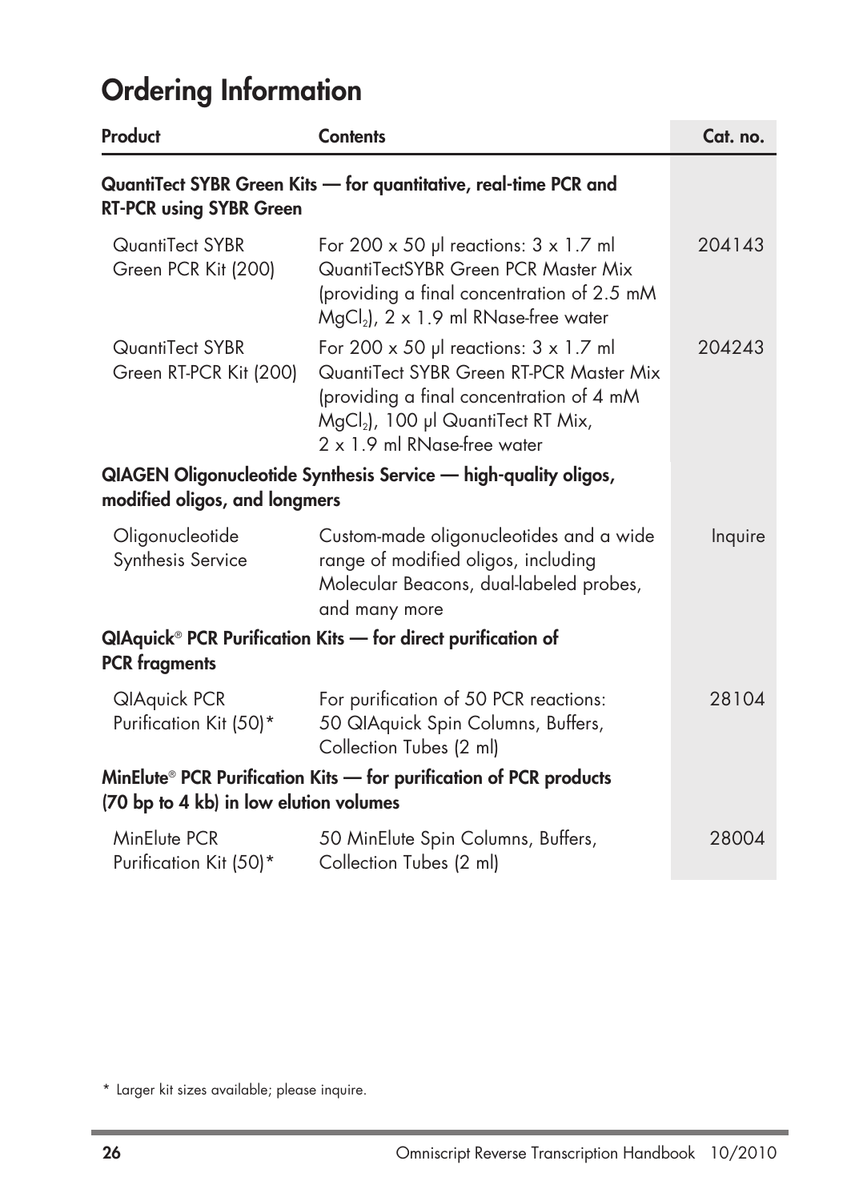# Ordering Information

| Product | Contents | Cat. no. |
|---|---|---|
| **QuantiTect SYBR Green Kits — for quantitative, real-time PCR and RT-PCR using SYBR Green** | | |
| QuantiTect SYBR Green PCR Kit (200) | For 200 x 50 µl reactions: 3 x 1.7 ml QuantiTectSYBR Green PCR Master Mix (providing a final concentration of 2.5 mM $MgCl_2$), 2 x 1.9 ml RNase-free water | 204143 |
| QuantiTect SYBR Green RT-PCR Kit (200) | For 200 x 50 µl reactions: 3 x 1.7 ml QuantiTect SYBR Green RT-PCR Master Mix (providing a final concentration of 4 mM $MgCl_2$), 100 µl QuantiTect RT Mix, 2 x 1.9 ml RNase-free water | 204243 |
| **QIAGEN Oligonucleotide Synthesis Service — high-quality oligos, modified oligos, and longmers** | | |
| Oligonucleotide Synthesis Service | Custom-made oligonucleotides and a wide range of modified oligos, including Molecular Beacons, dual-labeled probes, and many more | Inquire |
| **QIAquick® PCR Purification Kits — for direct purification of PCR fragments** | | |
| QIAquick PCR Purification Kit (50)* | For purification of 50 PCR reactions: 50 QIAquick Spin Columns, Buffers, Collection Tubes (2 ml) | 28104 |
| **MinElute® PCR Purification Kits — for purification of PCR products (70 bp to 4 kb) in low elution volumes** | | |
| MinElute PCR Purification Kit (50)* | 50 MinElute Spin Columns, Buffers, Collection Tubes (2 ml) | 28004 |

\* Larger kit sizes available; please inquire.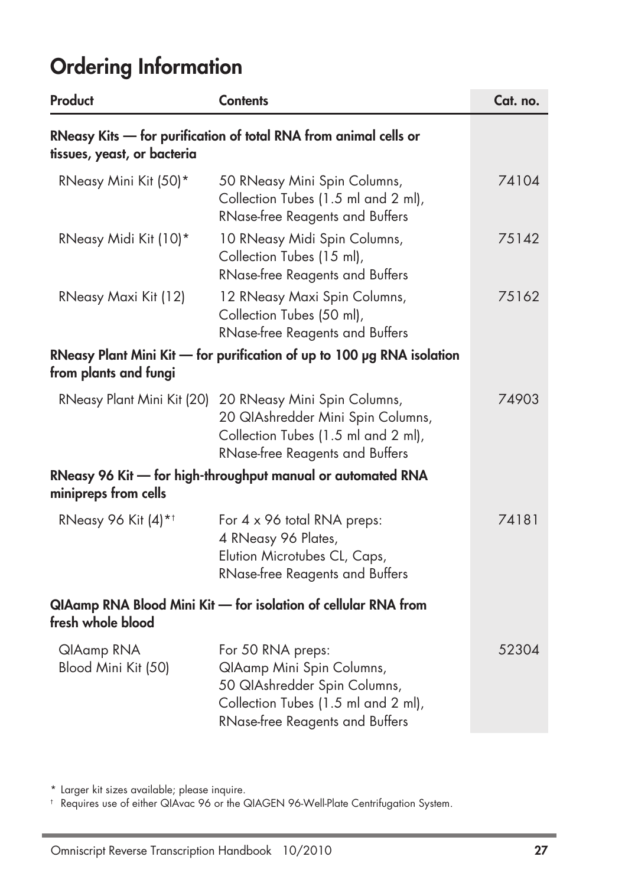## Ordering Information

| Product | Contents | Cat. no. |
|---|---|---|
| **RNeasy Kits — for purification of total RNA from animal cells or tissues, yeast, or bacteria** | | |
| RNeasy Mini Kit (50)* | 50 RNeasy Mini Spin Columns, Collection Tubes (1.5 ml and 2 ml), RNase-free Reagents and Buffers | 74104 |
| RNeasy Midi Kit (10)* | 10 RNeasy Midi Spin Columns, Collection Tubes (15 ml), RNase-free Reagents and Buffers | 75142 |
| RNeasy Maxi Kit (12) | 12 RNeasy Maxi Spin Columns, Collection Tubes (50 ml), RNase-free Reagents and Buffers | 75162 |
| **RNeasy Plant Mini Kit — for purification of up to 100 μg RNA isolation from plants and fungi** | | |
| RNeasy Plant Mini Kit (20) | 20 RNeasy Mini Spin Columns, 20 QIAshredder Mini Spin Columns, Collection Tubes (1.5 ml and 2 ml), RNase-free Reagents and Buffers | 74903 |
| **RNeasy 96 Kit — for high-throughput manual or automated RNA minipreps from cells** | | |
| RNeasy 96 Kit (4)*† | For 4 x 96 total RNA preps: 4 RNeasy 96 Plates, Elution Microtubes CL, Caps, RNase-free Reagents and Buffers | 74181 |
| **QIAamp RNA Blood Mini Kit — for isolation of cellular RNA from fresh whole blood** | | |
| QIAamp RNA Blood Mini Kit (50) | For 50 RNA preps: QIAamp Mini Spin Columns, 50 QIAshredder Spin Columns, Collection Tubes (1.5 ml and 2 ml), RNase-free Reagents and Buffers | 52304 |

\* Larger kit sizes available; please inquire.

† Requires use of either QIAvac 96 or the QIAGEN 96-Well-Plate Centrifugation System.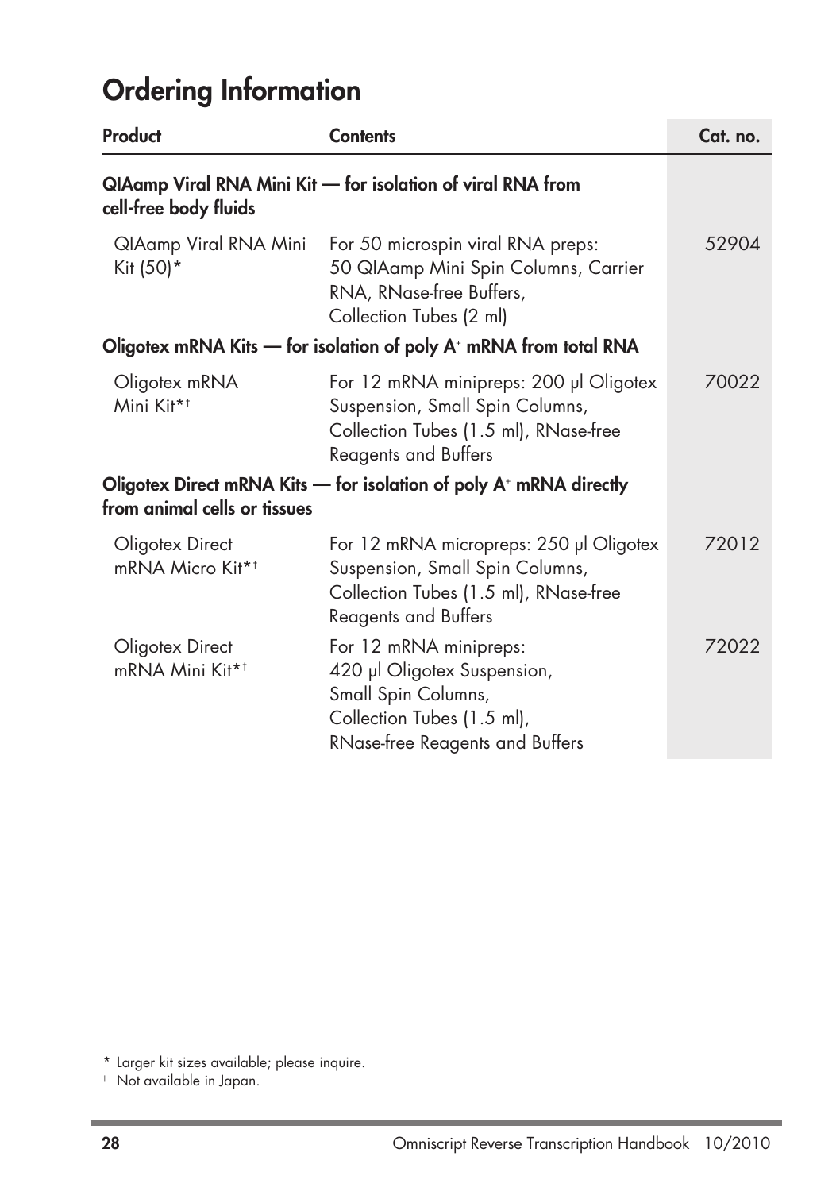# Ordering Information

| Product | Contents | Cat. no. |
|---|---|---|
| **QIAamp Viral RNA Mini Kit — for isolation of viral RNA from cell-free body fluids** | | |
| QIAamp Viral RNA Mini Kit (50)* | For 50 microspin viral RNA preps: 50 QIAamp Mini Spin Columns, Carrier RNA, RNase-free Buffers, Collection Tubes (2 ml) | 52904 |
| **Oligotex mRNA Kits — for isolation of poly A⁺ mRNA from total RNA** | | |
| Oligotex mRNA Mini Kit*† | For 12 mRNA minipreps: 200 µl Oligotex Suspension, Small Spin Columns, Collection Tubes (1.5 ml), RNase-free Reagents and Buffers | 70022 |
| **Oligotex Direct mRNA Kits — for isolation of poly A⁺ mRNA directly from animal cells or tissues** | | |
| Oligotex Direct mRNA Micro Kit*† | For 12 mRNA micropreps: 250 µl Oligotex Suspension, Small Spin Columns, Collection Tubes (1.5 ml), RNase-free Reagents and Buffers | 72012 |
| Oligotex Direct mRNA Mini Kit*† | For 12 mRNA minipreps: 420 µl Oligotex Suspension, Small Spin Columns, Collection Tubes (1.5 ml), RNase-free Reagents and Buffers | 72022 |

\* Larger kit sizes available; please inquire.

† Not available in Japan.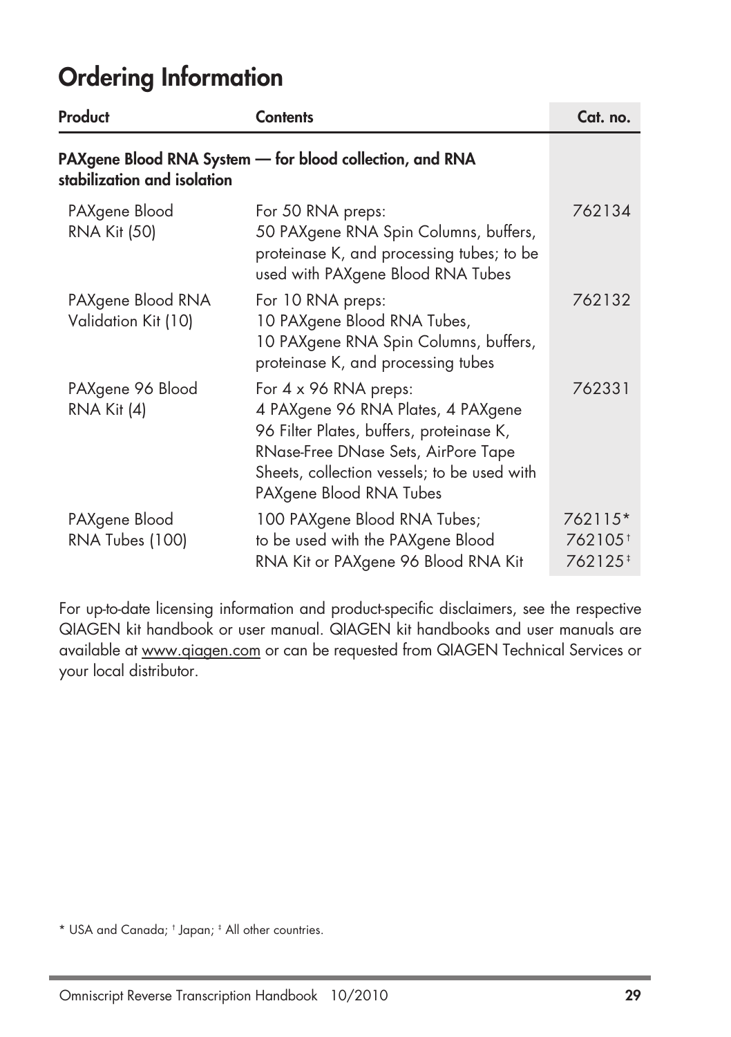# Ordering Information

| Product | Contents | Cat. no. |
|---|---|---|
| **PAXgene Blood RNA System — for blood collection, and RNA stabilization and isolation** | | |
| PAXgene Blood RNA Kit (50) | For 50 RNA preps: 50 PAXgene RNA Spin Columns, buffers, proteinase K, and processing tubes; to be used with PAXgene Blood RNA Tubes | 762134 |
| PAXgene Blood RNA Validation Kit (10) | For 10 RNA preps: 10 PAXgene Blood RNA Tubes, 10 PAXgene RNA Spin Columns, buffers, proteinase K, and processing tubes | 762132 |
| PAXgene 96 Blood RNA Kit (4) | For 4 x 96 RNA preps: 4 PAXgene 96 RNA Plates, 4 PAXgene 96 Filter Plates, buffers, proteinase K, RNase-Free DNase Sets, AirPore Tape Sheets, collection vessels; to be used with PAXgene Blood RNA Tubes | 762331 |
| PAXgene Blood RNA Tubes (100) | 100 PAXgene Blood RNA Tubes; to be used with the PAXgene Blood RNA Kit or PAXgene 96 Blood RNA Kit | 762115* 762105† 762125‡ |

For up-to-date licensing information and product-specific disclaimers, see the respective QIAGEN kit handbook or user manual. QIAGEN kit handbooks and user manuals are available at www.qiagen.com or can be requested from QIAGEN Technical Services or your local distributor.

\* USA and Canada; † Japan; ‡ All other countries.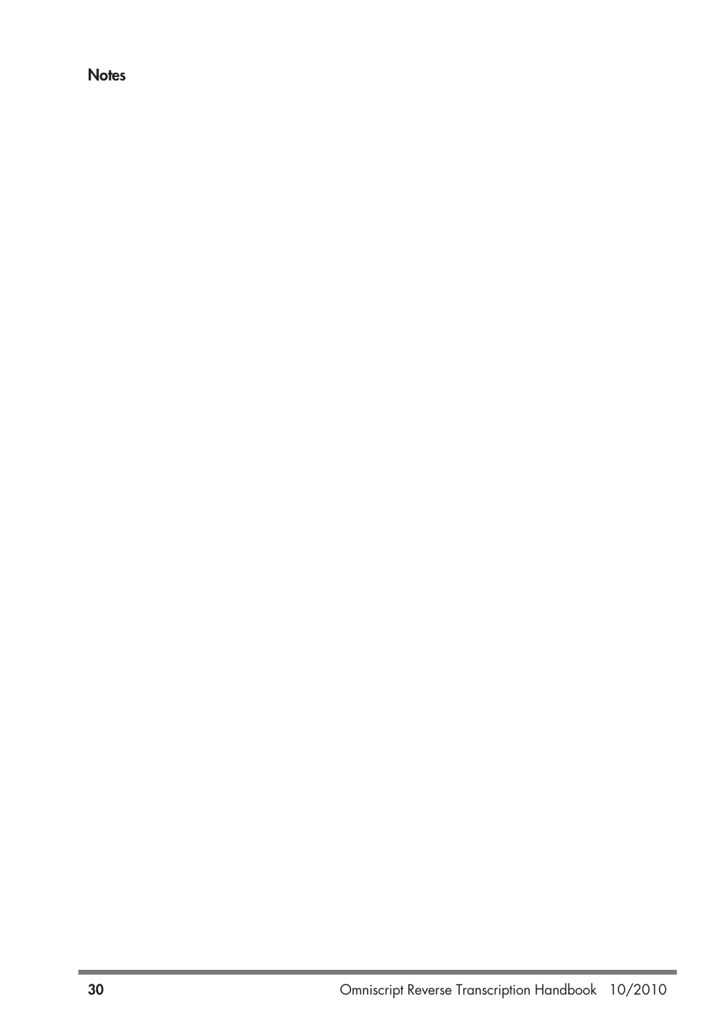**Notes**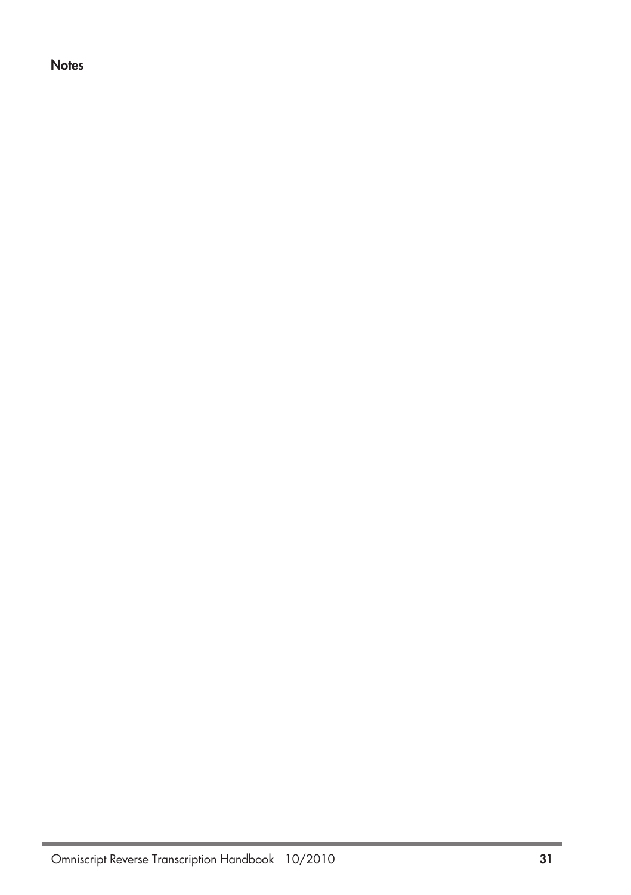**Notes**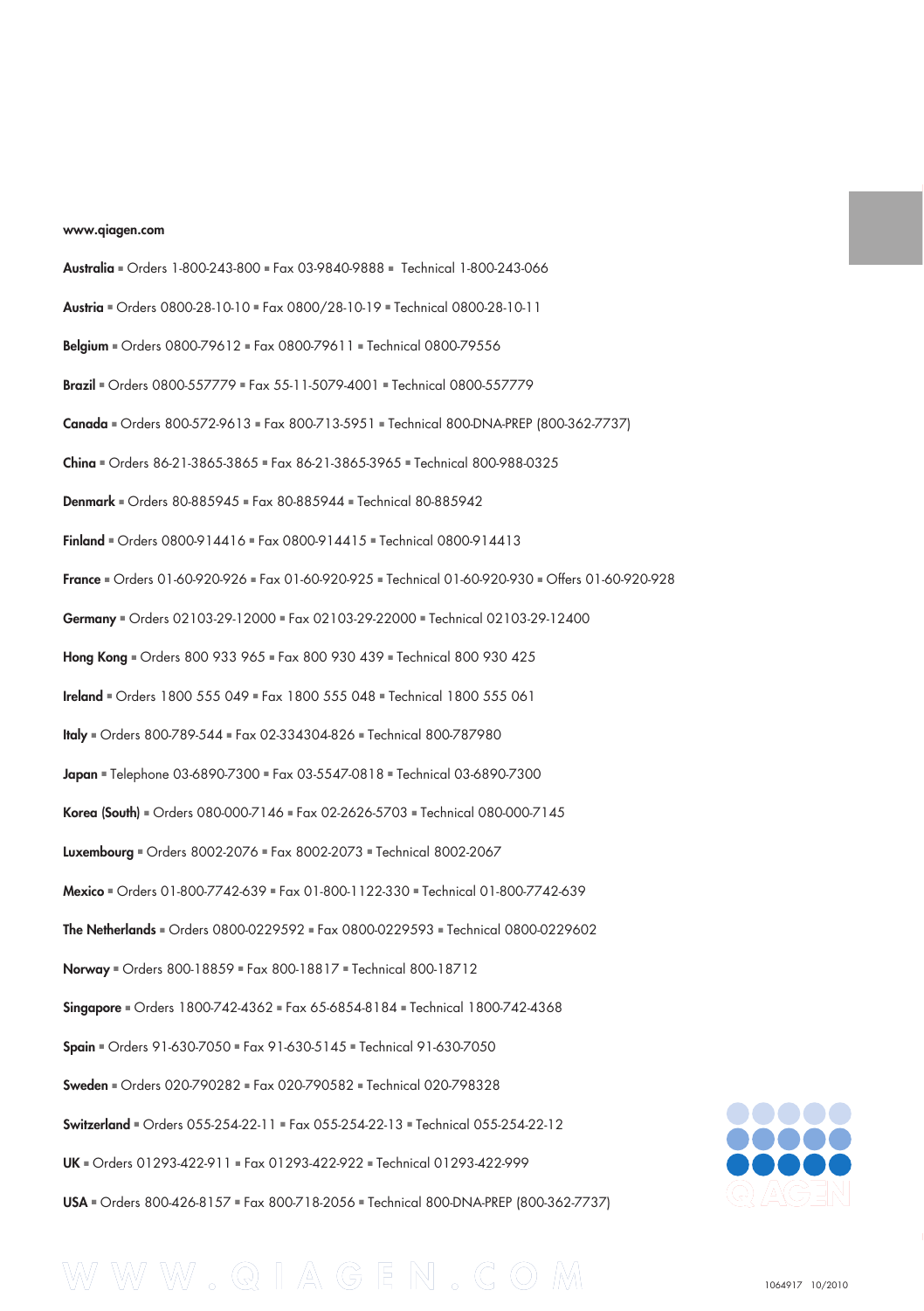www.qiagen.com

**Australia** ▪ Orders 1-800-243-800 ▪ Fax 03-9840-9888 ▪ Technical 1-800-243-066

**Austria** ▪ Orders 0800-28-10-10 ▪ Fax 0800/28-10-19 ▪ Technical 0800-28-10-11

**Belgium** ▪ Orders 0800-79612 ▪ Fax 0800-79611 ▪ Technical 0800-79556

**Brazil** ▪ Orders 0800-557779 ▪ Fax 55-11-5079-4001 ▪ Technical 0800-557779

**Canada** ▪ Orders 800-572-9613 ▪ Fax 800-713-5951 ▪ Technical 800-DNA-PREP (800-362-7737)

**China** ▪ Orders 86-21-3865-3865 ▪ Fax 86-21-3865-3965 ▪ Technical 800-988-0325

**Denmark** ▪ Orders 80-885945 ▪ Fax 80-885944 ▪ Technical 80-885942

**Finland** ▪ Orders 0800-914416 ▪ Fax 0800-914415 ▪ Technical 0800-914413

**France** ▪ Orders 01-60-920-926 ▪ Fax 01-60-920-925 ▪ Technical 01-60-920-930 ▪ Offers 01-60-920-928

**Germany** ▪ Orders 02103-29-12000 ▪ Fax 02103-29-22000 ▪ Technical 02103-29-12400

**Hong Kong** ▪ Orders 800 933 965 ▪ Fax 800 930 439 ▪ Technical 800 930 425

**Ireland** ▪ Orders 1800 555 049 ▪ Fax 1800 555 048 ▪ Technical 1800 555 061

**Italy** ▪ Orders 800-789-544 ▪ Fax 02-334304-826 ▪ Technical 800-787980

**Japan** ▪ Telephone 03-6890-7300 ▪ Fax 03-5547-0818 ▪ Technical 03-6890-7300

**Korea (South)** ▪ Orders 080-000-7146 ▪ Fax 02-2626-5703 ▪ Technical 080-000-7145

**Luxembourg** ▪ Orders 8002-2076 ▪ Fax 8002-2073 ▪ Technical 8002-2067

**Mexico** ▪ Orders 01-800-7742-639 ▪ Fax 01-800-1122-330 ▪ Technical 01-800-7742-639

**The Netherlands** ▪ Orders 0800-0229592 ▪ Fax 0800-0229593 ▪ Technical 0800-0229602

**Norway** ▪ Orders 800-18859 ▪ Fax 800-18817 ▪ Technical 800-18712

**Singapore** ▪ Orders 1800-742-4362 ▪ Fax 65-6854-8184 ▪ Technical 1800-742-4368

**Spain** ▪ Orders 91-630-7050 ▪ Fax 91-630-5145 ▪ Technical 91-630-7050

**Sweden** ▪ Orders 020-790282 ▪ Fax 020-790582 ▪ Technical 020-798328

**Switzerland** ▪ Orders 055-254-22-11 ▪ Fax 055-254-22-13 ▪ Technical 055-254-22-12

**UK** ▪ Orders 01293-422-911 ▪ Fax 01293-422-922 ▪ Technical 01293-422-999

**USA** ▪ Orders 800-426-8157 ▪ Fax 800-718-2056 ▪ Technical 800-DNA-PREP (800-362-7737)

QIAGEN

WWW.QIAGEN.COM

1064917 10/2010